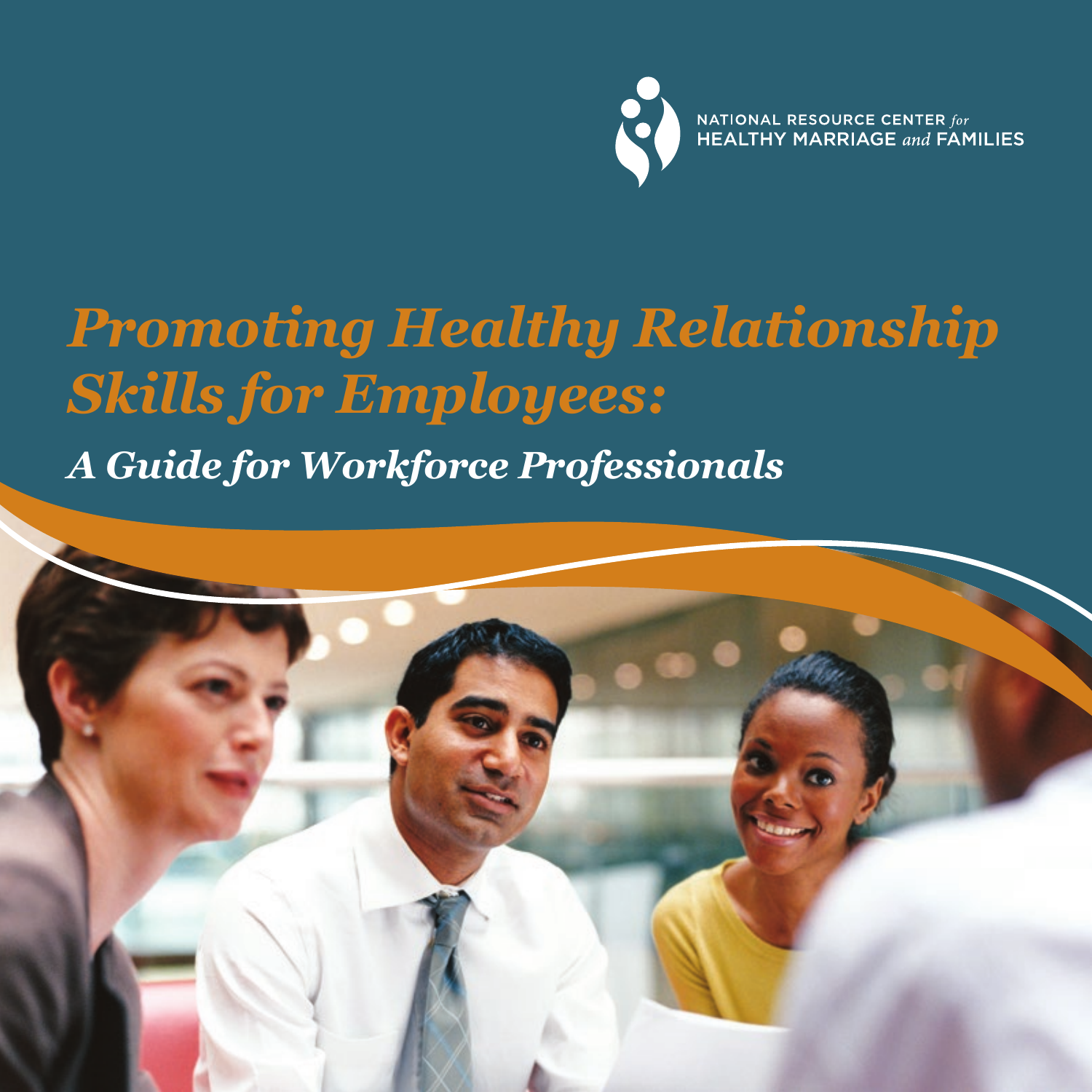NATIONAL RESOURCE CENTER *for* HEALTHY MARRIAGE *and* FAMILIES

# *Promoting Healthy Relationship Skills for Employees:*

## *A Guide for Workforce Professionals*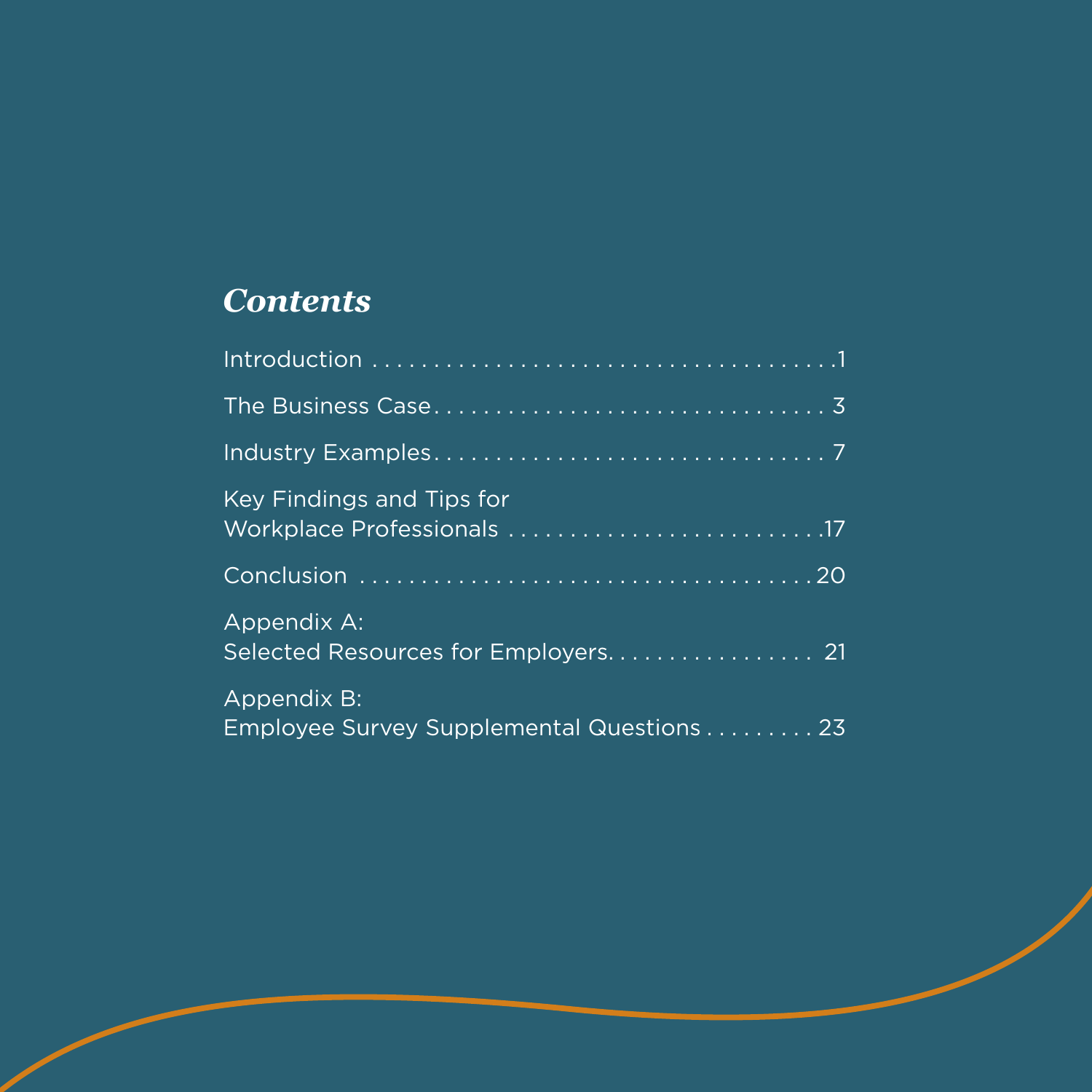## *Contents*

Introduction . . . . . . . . . . . . . . . . . . . . . . . . . . . . . . . . . . . . . . .1

The Business Case. . . . . . . . . . . . . . . . . . . . . . . . . . . . . . . . . 3

Industry Examples. . . . . . . . . . . . . . . . . . . . . . . . . . . . . . . . . 7

Key Findings and Tips for Workplace Professionals . . . . . . . . . . . . . . . . . . . . . . . . . .17

Conclusion . . . . . . . . . . . . . . . . . . . . . . . . . . . . . . . . . . . . .20

Appendix A: Selected Resources for Employers. . . . . . . . . . . . . . . . . . 21

Appendix B: Employee Survey Supplemental Questions . . . . . . . . . 23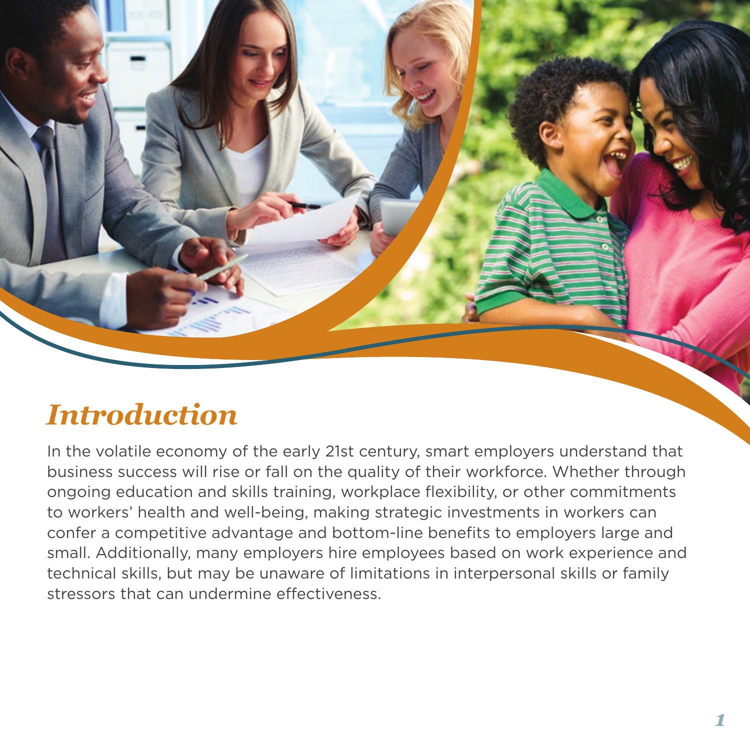# *Introduction*

In the volatile economy of the early 21st century, smart employers understand that business success will rise or fall on the quality of their workforce. Whether through ongoing education and skills training, workplace flexibility, or other commitments to workers' health and well-being, making strategic investments in workers can confer a competitive advantage and bottom-line benefits to employers large and small. Additionally, many employers hire employees based on work experience and technical skills, but may be unaware of limitations in interpersonal skills or family stressors that can undermine effectiveness.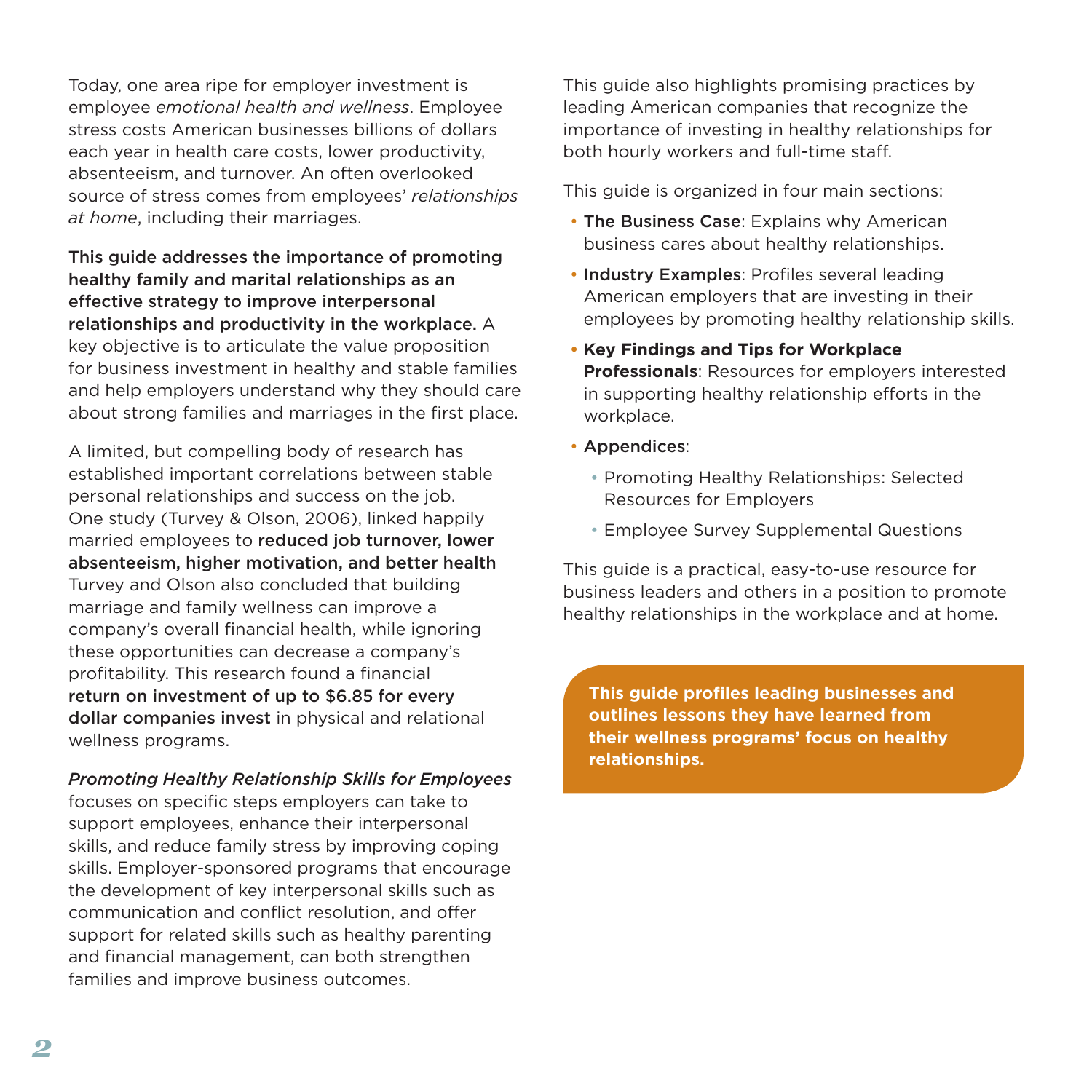Today, one area ripe for employer investment is employee *emotional health and wellness*. Employee stress costs American businesses billions of dollars each year in health care costs, lower productivity, absenteeism, and turnover. An often overlooked source of stress comes from employees' *relationships at home*, including their marriages.

**This guide addresses the importance of promoting healthy family and marital relationships as an effective strategy to improve interpersonal relationships and productivity in the workplace.** A key objective is to articulate the value proposition for business investment in healthy and stable families and help employers understand why they should care about strong families and marriages in the first place.

A limited, but compelling body of research has established important correlations between stable personal relationships and success on the job. One study (Turvey & Olson, 2006), linked happily married employees to **reduced job turnover, lower absenteeism, higher motivation, and better health** Turvey and Olson also concluded that building marriage and family wellness can improve a company's overall financial health, while ignoring these opportunities can decrease a company's profitability. This research found a financial **return on investment of up to $6.85 for every dollar companies invest** in physical and relational wellness programs.

*Promoting Healthy Relationship Skills for Employees* focuses on specific steps employers can take to support employees, enhance their interpersonal skills, and reduce family stress by improving coping skills. Employer-sponsored programs that encourage the development of key interpersonal skills such as communication and conflict resolution, and offer support for related skills such as healthy parenting and financial management, can both strengthen families and improve business outcomes.

This guide also highlights promising practices by leading American companies that recognize the importance of investing in healthy relationships for both hourly workers and full-time staff.

This guide is organized in four main sections:

- **The Business Case**: Explains why American business cares about healthy relationships.
- **Industry Examples**: Profiles several leading American employers that are investing in their employees by promoting healthy relationship skills.
- **Key Findings and Tips for Workplace Professionals**: Resources for employers interested in supporting healthy relationship efforts in the workplace.
- **Appendices**:
  - Promoting Healthy Relationships: Selected Resources for Employers
  - Employee Survey Supplemental Questions

This guide is a practical, easy-to-use resource for business leaders and others in a position to promote healthy relationships in the workplace and at home.

**This guide profiles leading businesses and outlines lessons they have learned from their wellness programs' focus on healthy relationships.**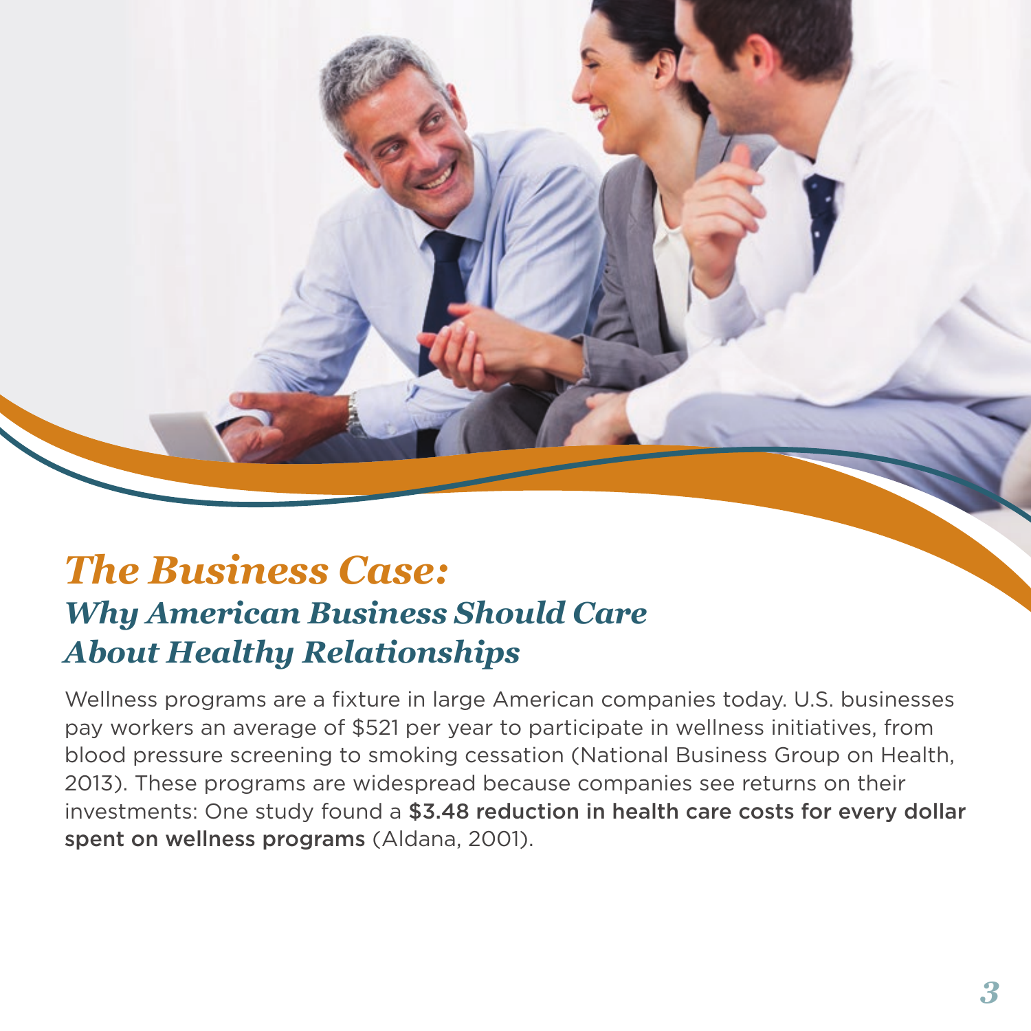# *The Business Case:*

## *Why American Business Should Care About Healthy Relationships*

Wellness programs are a fixture in large American companies today. U.S. businesses pay workers an average of $521 per year to participate in wellness initiatives, from blood pressure screening to smoking cessation (National Business Group on Health, 2013). These programs are widespread because companies see returns on their investments: One study found a **$3.48 reduction in health care costs for every dollar spent on wellness programs** (Aldana, 2001).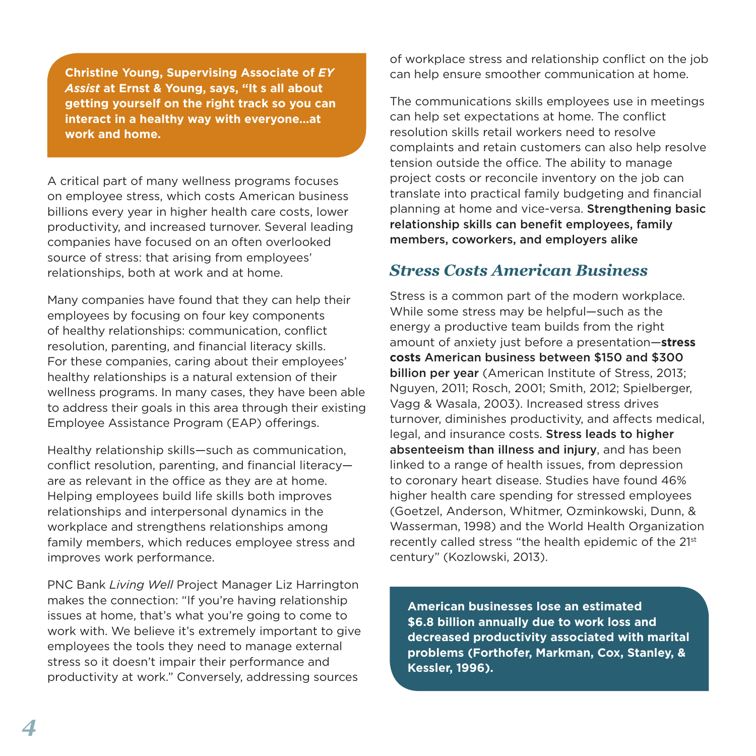**Christine Young, Supervising Associate of *EY Assist* at Ernst & Young, says, "It s all about getting yourself on the right track so you can interact in a healthy way with everyone…at work and home.**

A critical part of many wellness programs focuses on employee stress, which costs American business billions every year in higher health care costs, lower productivity, and increased turnover. Several leading companies have focused on an often overlooked source of stress: that arising from employees' relationships, both at work and at home.

Many companies have found that they can help their employees by focusing on four key components of healthy relationships: communication, conflict resolution, parenting, and financial literacy skills. For these companies, caring about their employees' healthy relationships is a natural extension of their wellness programs. In many cases, they have been able to address their goals in this area through their existing Employee Assistance Program (EAP) offerings.

Healthy relationship skills—such as communication, conflict resolution, parenting, and financial literacy—are as relevant in the office as they are at home. Helping employees build life skills both improves relationships and interpersonal dynamics in the workplace and strengthens relationships among family members, which reduces employee stress and improves work performance.

PNC Bank *Living Well* Project Manager Liz Harrington makes the connection: "If you're having relationship issues at home, that's what you're going to come to work with. We believe it's extremely important to give employees the tools they need to manage external stress so it doesn't impair their performance and productivity at work." Conversely, addressing sources of workplace stress and relationship conflict on the job can help ensure smoother communication at home.

The communications skills employees use in meetings can help set expectations at home. The conflict resolution skills retail workers need to resolve complaints and retain customers can also help resolve tension outside the office. The ability to manage project costs or reconcile inventory on the job can translate into practical family budgeting and financial planning at home and vice-versa. **Strengthening basic relationship skills can benefit employees, family members, coworkers, and employers alike**

## *Stress Costs American Business*

Stress is a common part of the modern workplace. While some stress may be helpful—such as the energy a productive team builds from the right amount of anxiety just before a presentation—**stress costs American business between $150 and $300 billion per year** (American Institute of Stress, 2013; Nguyen, 2011; Rosch, 2001; Smith, 2012; Spielberger, Vagg & Wasala, 2003). Increased stress drives turnover, diminishes productivity, and affects medical, legal, and insurance costs. **Stress leads to higher absenteeism than illness and injury**, and has been linked to a range of health issues, from depression to coronary heart disease. Studies have found 46% higher health care spending for stressed employees (Goetzel, Anderson, Whitmer, Ozminkowski, Dunn, & Wasserman, 1998) and the World Health Organization recently called stress "the health epidemic of the 21st century" (Kozlowski, 2013).

**American businesses lose an estimated $6.8 billion annually due to work loss and decreased productivity associated with marital problems (Forthofer, Markman, Cox, Stanley, & Kessler, 1996).**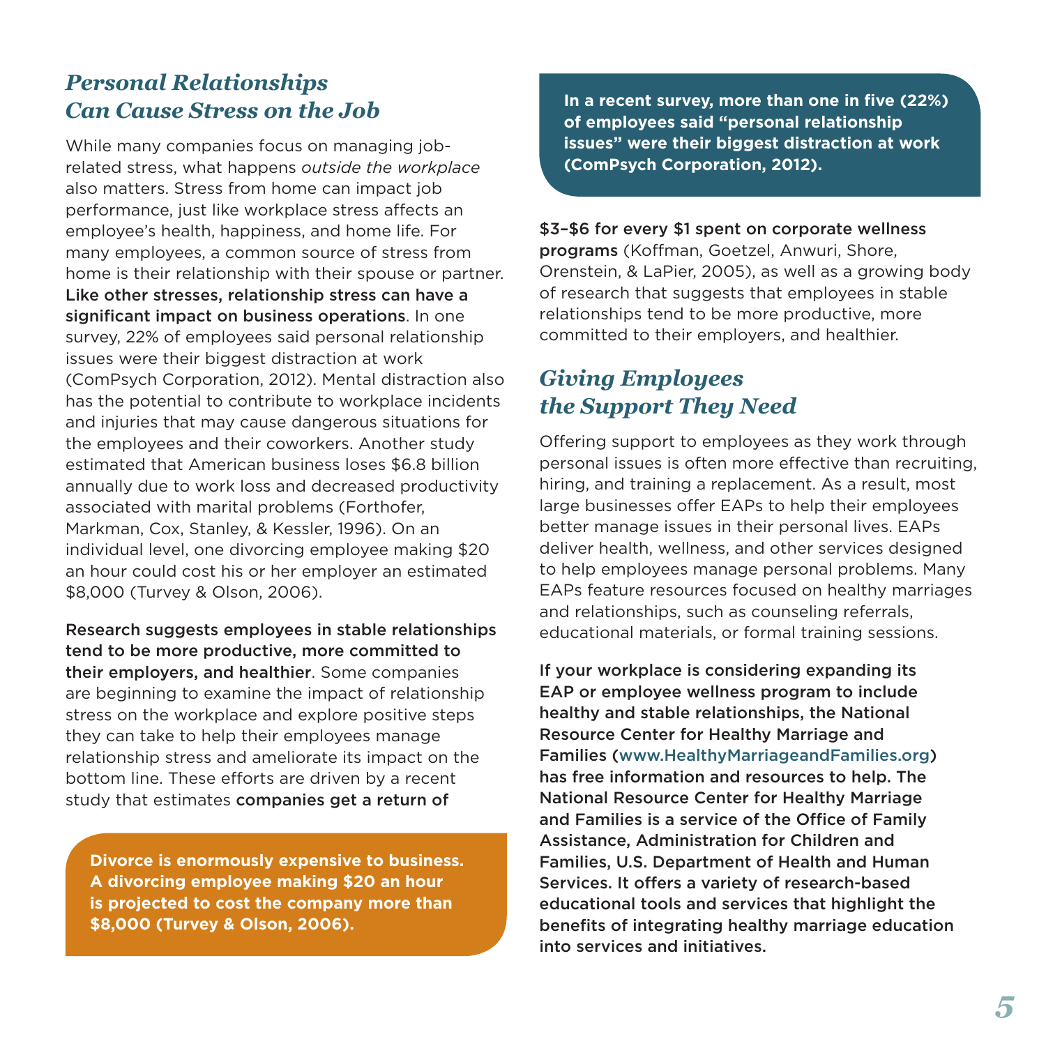## *Personal Relationships Can Cause Stress on the Job*

While many companies focus on managing job-related stress, what happens *outside the workplace* also matters. Stress from home can impact job performance, just like workplace stress affects an employee's health, happiness, and home life. For many employees, a common source of stress from home is their relationship with their spouse or partner. **Like other stresses, relationship stress can have a significant impact on business operations**. In one survey, 22% of employees said personal relationship issues were their biggest distraction at work (ComPsych Corporation, 2012). Mental distraction also has the potential to contribute to workplace incidents and injuries that may cause dangerous situations for the employees and their coworkers. Another study estimated that American business loses $6.8 billion annually due to work loss and decreased productivity associated with marital problems (Forthofer, Markman, Cox, Stanley, & Kessler, 1996). On an individual level, one divorcing employee making $20 an hour could cost his or her employer an estimated $8,000 (Turvey & Olson, 2006).

**Research suggests employees in stable relationships tend to be more productive, more committed to their employers, and healthier**. Some companies are beginning to examine the impact of relationship stress on the workplace and explore positive steps they can take to help their employees manage relationship stress and ameliorate its impact on the bottom line. These efforts are driven by a recent study that estimates **companies get a return of $3–$6 for every $1 spent on corporate wellness programs** (Koffman, Goetzel, Anwuri, Shore, Orenstein, & LaPier, 2005), as well as a growing body of research that suggests that employees in stable relationships tend to be more productive, more committed to their employers, and healthier.

**Divorce is enormously expensive to business. A divorcing employee making $20 an hour is projected to cost the company more than $8,000 (Turvey & Olson, 2006).**

**In a recent survey, more than one in five (22%) of employees said "personal relationship issues" were their biggest distraction at work (ComPsych Corporation, 2012).**

## *Giving Employees the Support They Need*

Offering support to employees as they work through personal issues is often more effective than recruiting, hiring, and training a replacement. As a result, most large businesses offer EAPs to help their employees better manage issues in their personal lives. EAPs deliver health, wellness, and other services designed to help employees manage personal problems. Many EAPs feature resources focused on healthy marriages and relationships, such as counseling referrals, educational materials, or formal training sessions.

**If your workplace is considering expanding its EAP or employee wellness program to include healthy and stable relationships, the National Resource Center for Healthy Marriage and Families (www.HealthyMarriageandFamilies.org) has free information and resources to help. The National Resource Center for Healthy Marriage and Families is a service of the Office of Family Assistance, Administration for Children and Families, U.S. Department of Health and Human Services. It offers a variety of research-based educational tools and services that highlight the benefits of integrating healthy marriage education into services and initiatives.**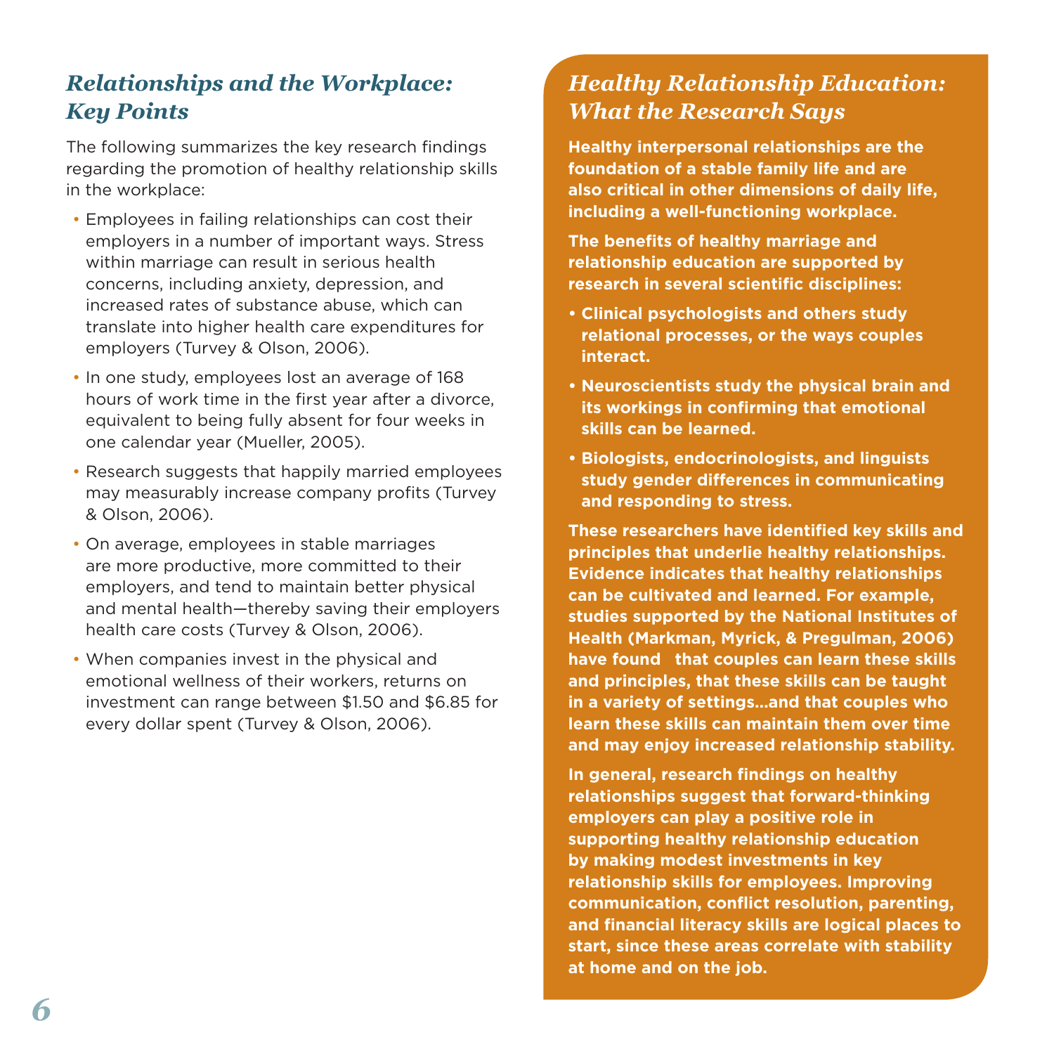## *Relationships and the Workplace: Key Points*

The following summarizes the key research findings regarding the promotion of healthy relationship skills in the workplace:

- Employees in failing relationships can cost their employers in a number of important ways. Stress within marriage can result in serious health concerns, including anxiety, depression, and increased rates of substance abuse, which can translate into higher health care expenditures for employers (Turvey & Olson, 2006).
- In one study, employees lost an average of 168 hours of work time in the first year after a divorce, equivalent to being fully absent for four weeks in one calendar year (Mueller, 2005).
- Research suggests that happily married employees may measurably increase company profits (Turvey & Olson, 2006).
- On average, employees in stable marriages are more productive, more committed to their employers, and tend to maintain better physical and mental health—thereby saving their employers health care costs (Turvey & Olson, 2006).
- When companies invest in the physical and emotional wellness of their workers, returns on investment can range between $1.50 and $6.85 for every dollar spent (Turvey & Olson, 2006).

## *Healthy Relationship Education: What the Research Says*

**Healthy interpersonal relationships are the foundation of a stable family life and are also critical in other dimensions of daily life, including a well-functioning workplace.**

**The benefits of healthy marriage and relationship education are supported by research in several scientific disciplines:**

- **Clinical psychologists and others study relational processes, or the ways couples interact.**
- **Neuroscientists study the physical brain and its workings in confirming that emotional skills can be learned.**
- **Biologists, endocrinologists, and linguists study gender differences in communicating and responding to stress.**

**These researchers have identified key skills and principles that underlie healthy relationships. Evidence indicates that healthy relationships can be cultivated and learned. For example, studies supported by the National Institutes of Health (Markman, Myrick, & Pregulman, 2006) have found that couples can learn these skills and principles, that these skills can be taught in a variety of settings…and that couples who learn these skills can maintain them over time and may enjoy increased relationship stability.**

**In general, research findings on healthy relationships suggest that forward-thinking employers can play a positive role in supporting healthy relationship education by making modest investments in key relationship skills for employees. Improving communication, conflict resolution, parenting, and financial literacy skills are logical places to start, since these areas correlate with stability at home and on the job.**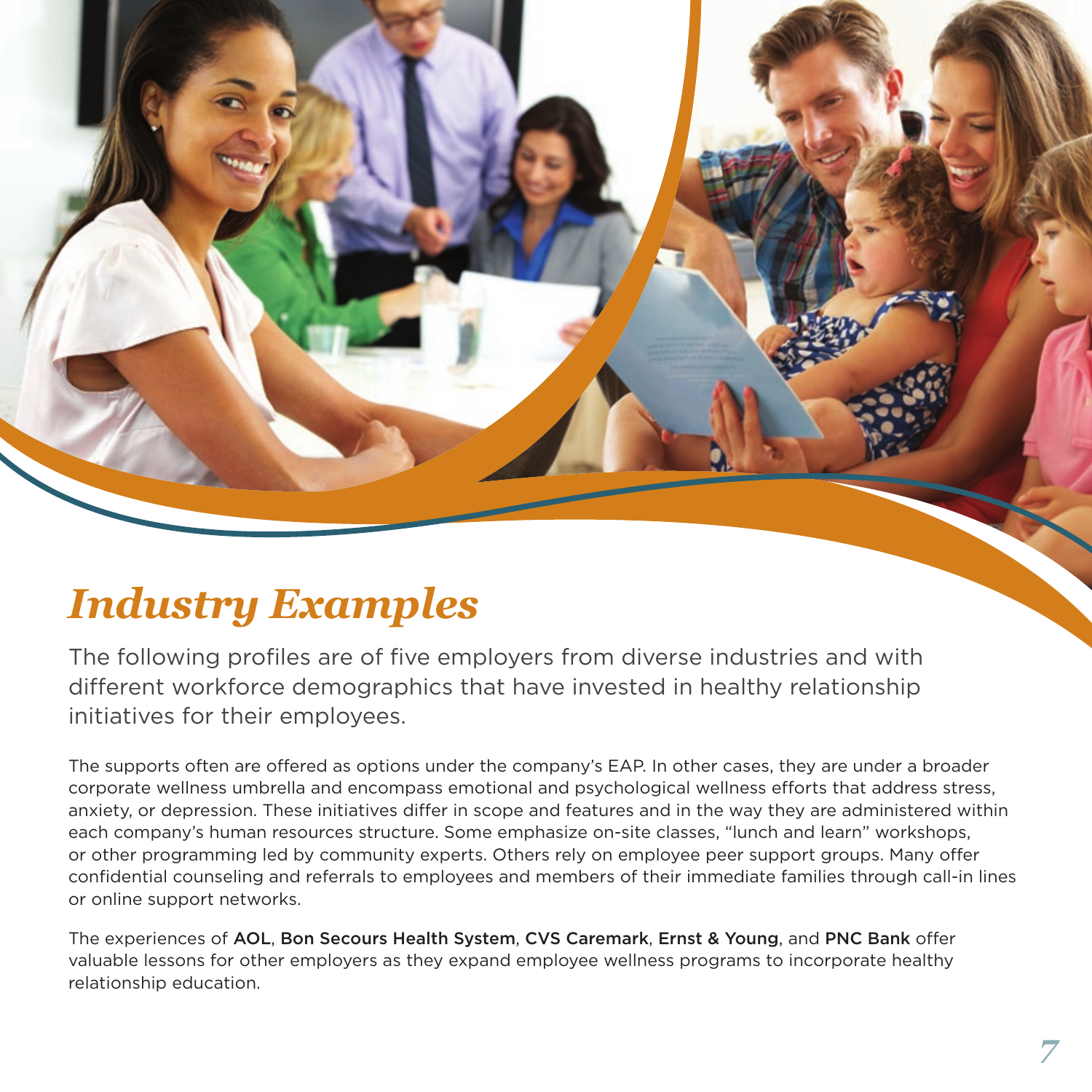# *Industry Examples*

The following profiles are of five employers from diverse industries and with different workforce demographics that have invested in healthy relationship initiatives for their employees.

The supports often are offered as options under the company's EAP. In other cases, they are under a broader corporate wellness umbrella and encompass emotional and psychological wellness efforts that address stress, anxiety, or depression. These initiatives differ in scope and features and in the way they are administered within each company's human resources structure. Some emphasize on-site classes, "lunch and learn" workshops, or other programming led by community experts. Others rely on employee peer support groups. Many offer confidential counseling and referrals to employees and members of their immediate families through call-in lines or online support networks.

The experiences of AOL, Bon Secours Health System, CVS Caremark, Ernst & Young, and PNC Bank offer valuable lessons for other employers as they expand employee wellness programs to incorporate healthy relationship education.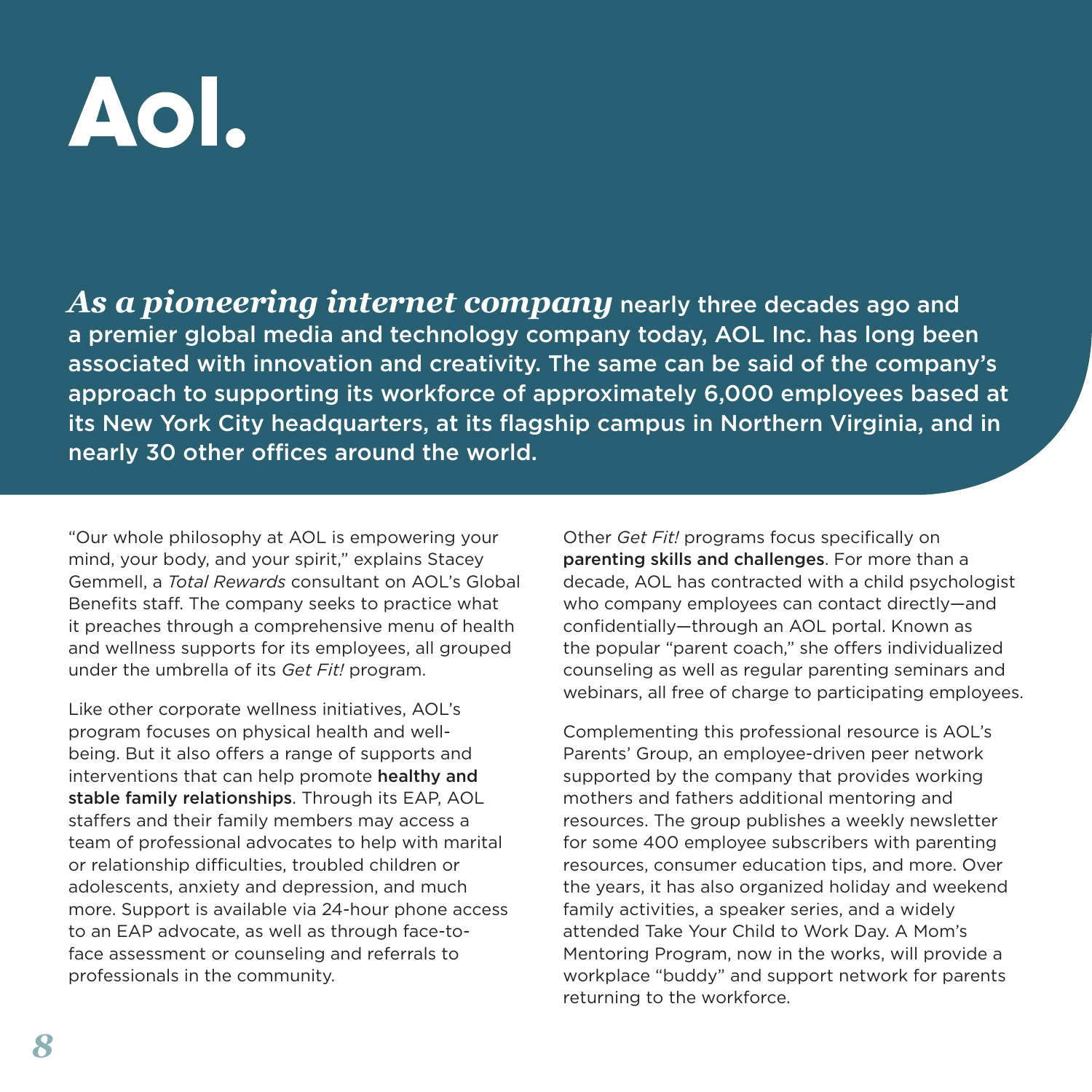# Aol.

***As a pioneering internet company*** **nearly three decades ago and a premier global media and technology company today, AOL Inc. has long been associated with innovation and creativity. The same can be said of the company's approach to supporting its workforce of approximately 6,000 employees based at its New York City headquarters, at its flagship campus in Northern Virginia, and in nearly 30 other offices around the world.**

"Our whole philosophy at AOL is empowering your mind, your body, and your spirit," explains Stacey Gemmell, a *Total Rewards* consultant on AOL's Global Benefits staff. The company seeks to practice what it preaches through a comprehensive menu of health and wellness supports for its employees, all grouped under the umbrella of its *Get Fit!* program.

Like other corporate wellness initiatives, AOL's program focuses on physical health and well-being. But it also offers a range of supports and interventions that can help promote **healthy and stable family relationships**. Through its EAP, AOL staffers and their family members may access a team of professional advocates to help with marital or relationship difficulties, troubled children or adolescents, anxiety and depression, and much more. Support is available via 24-hour phone access to an EAP advocate, as well as through face-to-face assessment or counseling and referrals to professionals in the community.

Other *Get Fit!* programs focus specifically on **parenting skills and challenges**. For more than a decade, AOL has contracted with a child psychologist who company employees can contact directly—and confidentially—through an AOL portal. Known as the popular "parent coach," she offers individualized counseling as well as regular parenting seminars and webinars, all free of charge to participating employees.

Complementing this professional resource is AOL's Parents' Group, an employee-driven peer network supported by the company that provides working mothers and fathers additional mentoring and resources. The group publishes a weekly newsletter for some 400 employee subscribers with parenting resources, consumer education tips, and more. Over the years, it has also organized holiday and weekend family activities, a speaker series, and a widely attended Take Your Child to Work Day. A Mom's Mentoring Program, now in the works, will provide a workplace "buddy" and support network for parents returning to the workforce.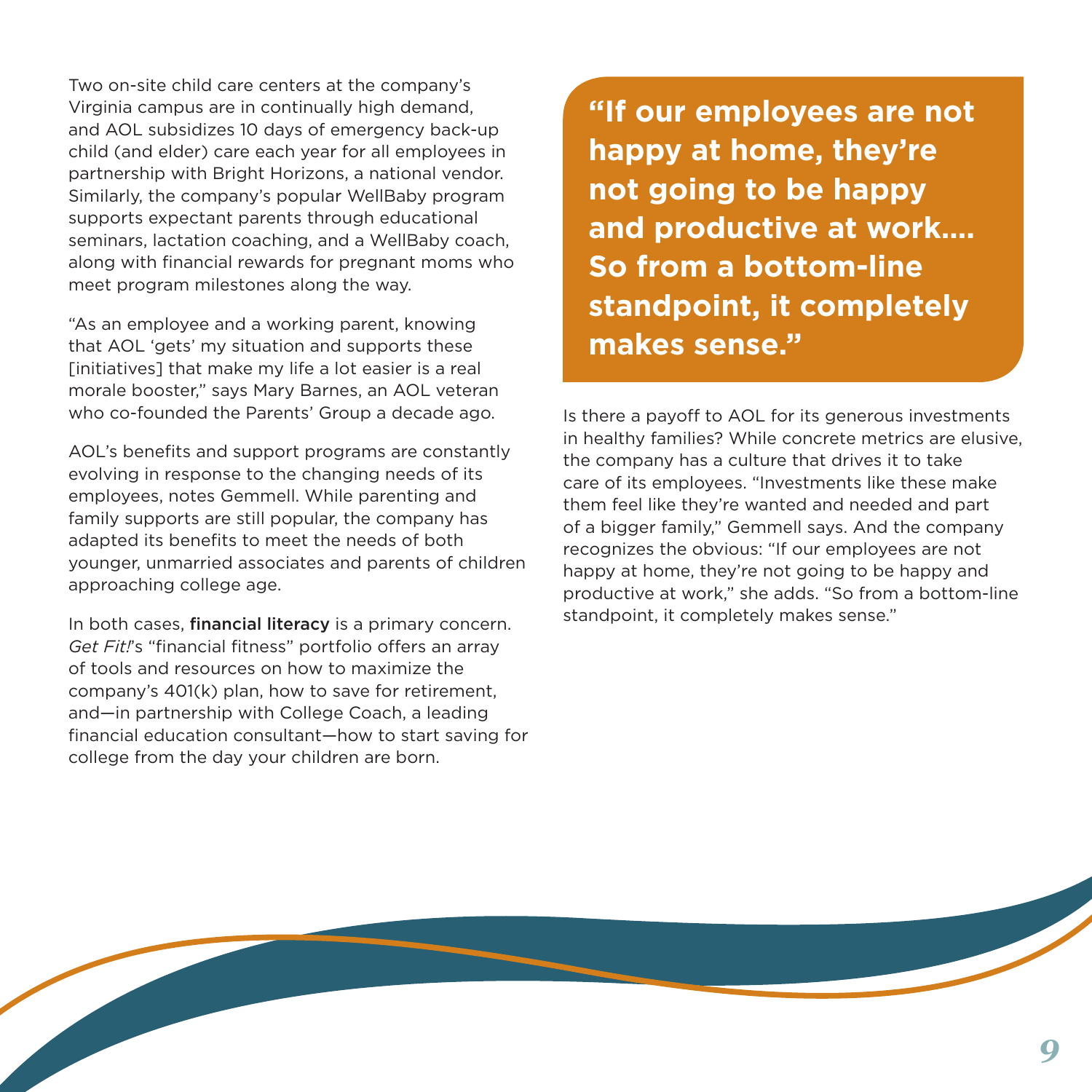Two on-site child care centers at the company's Virginia campus are in continually high demand, and AOL subsidizes 10 days of emergency back-up child (and elder) care each year for all employees in partnership with Bright Horizons, a national vendor. Similarly, the company's popular WellBaby program supports expectant parents through educational seminars, lactation coaching, and a WellBaby coach, along with financial rewards for pregnant moms who meet program milestones along the way.

"As an employee and a working parent, knowing that AOL 'gets' my situation and supports these [initiatives] that make my life a lot easier is a real morale booster," says Mary Barnes, an AOL veteran who co-founded the Parents' Group a decade ago.

AOL's benefits and support programs are constantly evolving in response to the changing needs of its employees, notes Gemmell. While parenting and family supports are still popular, the company has adapted its benefits to meet the needs of both younger, unmarried associates and parents of children approaching college age.

In both cases, **financial literacy** is a primary concern. *Get Fit!*'s "financial fitness" portfolio offers an array of tools and resources on how to maximize the company's 401(k) plan, how to save for retirement, and—in partnership with College Coach, a leading financial education consultant—how to start saving for college from the day your children are born.

> **"If our employees are not happy at home, they're not going to be happy and productive at work.... So from a bottom-line standpoint, it completely makes sense."**

Is there a payoff to AOL for its generous investments in healthy families? While concrete metrics are elusive, the company has a culture that drives it to take care of its employees. "Investments like these make them feel like they're wanted and needed and part of a bigger family," Gemmell says. And the company recognizes the obvious: "If our employees are not happy at home, they're not going to be happy and productive at work," she adds. "So from a bottom-line standpoint, it completely makes sense."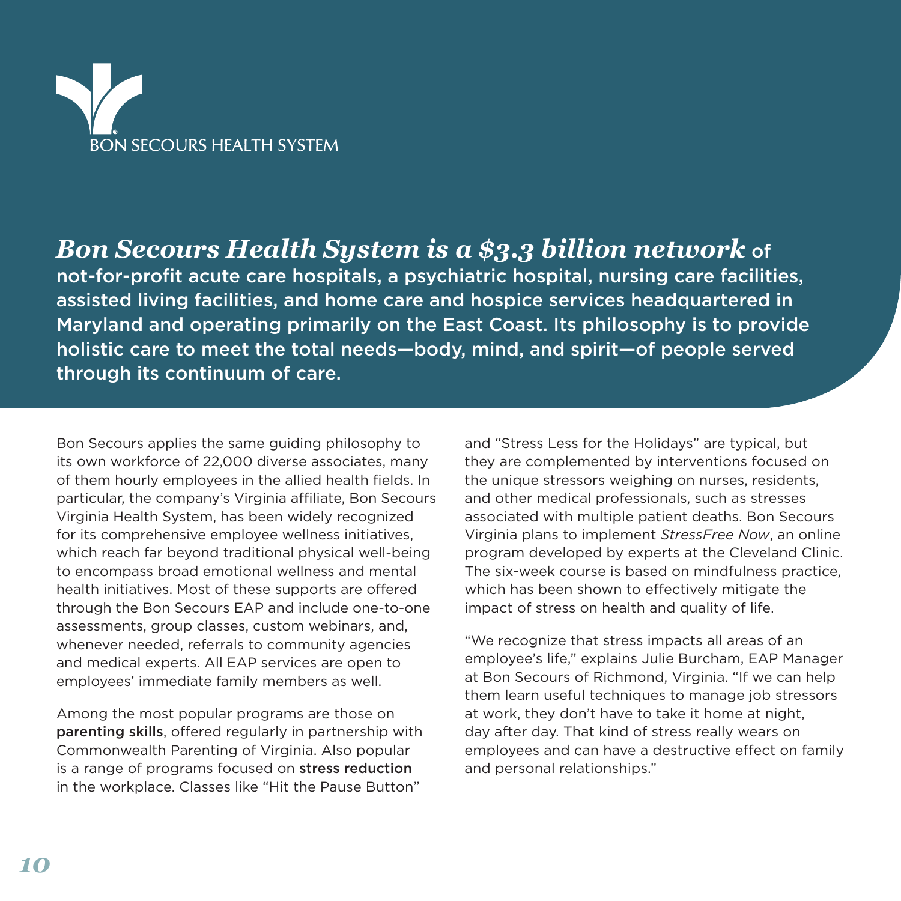BON SECOURS HEALTH SYSTEM

***Bon Secours Health System is a $3.3 billion network*** **of not-for-profit acute care hospitals, a psychiatric hospital, nursing care facilities, assisted living facilities, and home care and hospice services headquartered in Maryland and operating primarily on the East Coast. Its philosophy is to provide holistic care to meet the total needs—body, mind, and spirit—of people served through its continuum of care.**

Bon Secours applies the same guiding philosophy to its own workforce of 22,000 diverse associates, many of them hourly employees in the allied health fields. In particular, the company's Virginia affiliate, Bon Secours Virginia Health System, has been widely recognized for its comprehensive employee wellness initiatives, which reach far beyond traditional physical well-being to encompass broad emotional wellness and mental health initiatives. Most of these supports are offered through the Bon Secours EAP and include one-to-one assessments, group classes, custom webinars, and, whenever needed, referrals to community agencies and medical experts. All EAP services are open to employees' immediate family members as well.

Among the most popular programs are those on **parenting skills**, offered regularly in partnership with Commonwealth Parenting of Virginia. Also popular is a range of programs focused on **stress reduction** in the workplace. Classes like "Hit the Pause Button" and "Stress Less for the Holidays" are typical, but they are complemented by interventions focused on the unique stressors weighing on nurses, residents, and other medical professionals, such as stresses associated with multiple patient deaths. Bon Secours Virginia plans to implement *StressFree Now*, an online program developed by experts at the Cleveland Clinic. The six-week course is based on mindfulness practice, which has been shown to effectively mitigate the impact of stress on health and quality of life.

"We recognize that stress impacts all areas of an employee's life," explains Julie Burcham, EAP Manager at Bon Secours of Richmond, Virginia. "If we can help them learn useful techniques to manage job stressors at work, they don't have to take it home at night, day after day. That kind of stress really wears on employees and can have a destructive effect on family and personal relationships."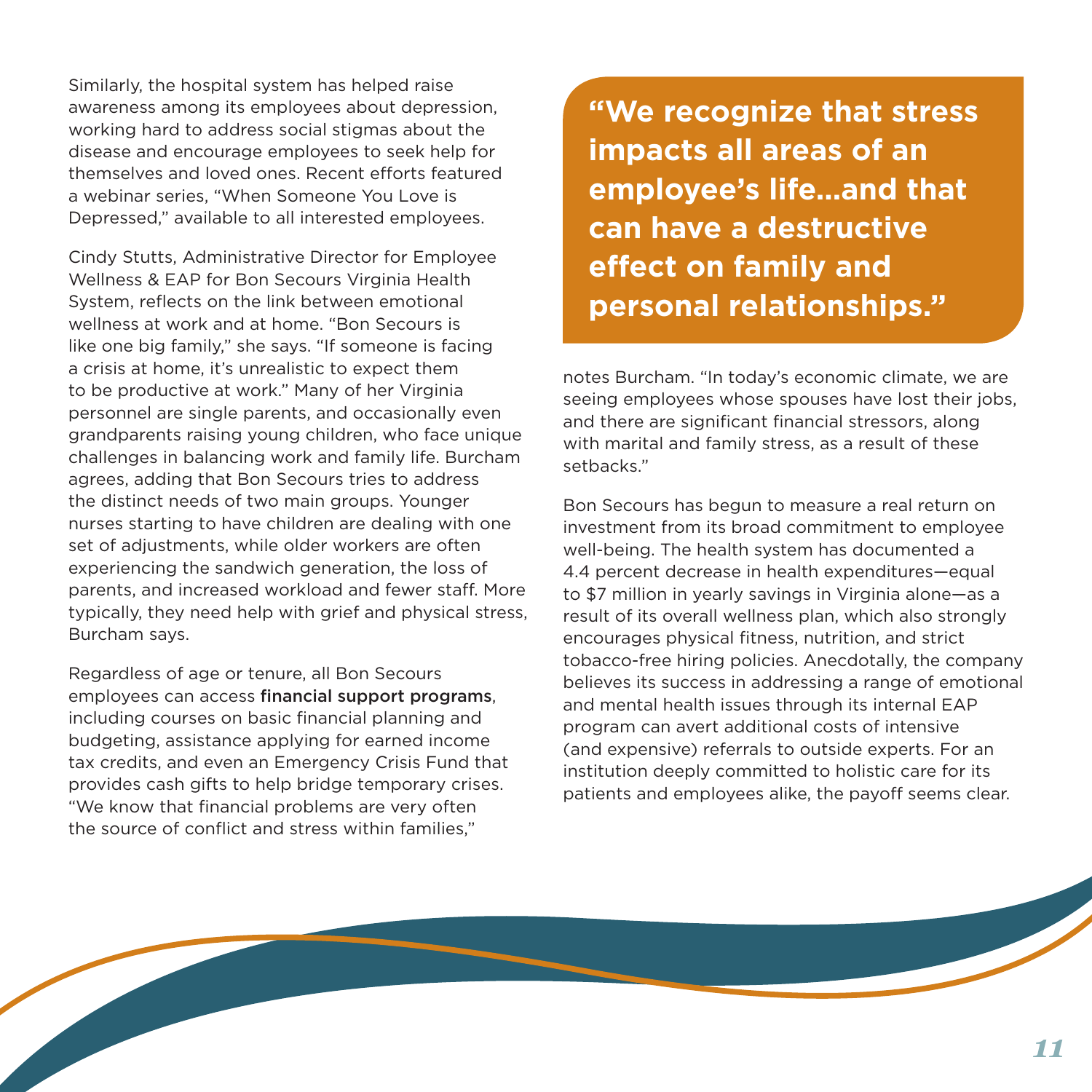Similarly, the hospital system has helped raise awareness among its employees about depression, working hard to address social stigmas about the disease and encourage employees to seek help for themselves and loved ones. Recent efforts featured a webinar series, "When Someone You Love is Depressed," available to all interested employees.

Cindy Stutts, Administrative Director for Employee Wellness & EAP for Bon Secours Virginia Health System, reflects on the link between emotional wellness at work and at home. "Bon Secours is like one big family," she says. "If someone is facing a crisis at home, it's unrealistic to expect them to be productive at work." Many of her Virginia personnel are single parents, and occasionally even grandparents raising young children, who face unique challenges in balancing work and family life. Burcham agrees, adding that Bon Secours tries to address the distinct needs of two main groups. Younger nurses starting to have children are dealing with one set of adjustments, while older workers are often experiencing the sandwich generation, the loss of parents, and increased workload and fewer staff. More typically, they need help with grief and physical stress, Burcham says.

Regardless of age or tenure, all Bon Secours employees can access **financial support programs**, including courses on basic financial planning and budgeting, assistance applying for earned income tax credits, and even an Emergency Crisis Fund that provides cash gifts to help bridge temporary crises. "We know that financial problems are very often the source of conflict and stress within families," notes Burcham. "In today's economic climate, we are seeing employees whose spouses have lost their jobs, and there are significant financial stressors, along with marital and family stress, as a result of these setbacks."

**"We recognize that stress impacts all areas of an employee's life…and that can have a destructive effect on family and personal relationships."**

Bon Secours has begun to measure a real return on investment from its broad commitment to employee well-being. The health system has documented a 4.4 percent decrease in health expenditures—equal to $7 million in yearly savings in Virginia alone—as a result of its overall wellness plan, which also strongly encourages physical fitness, nutrition, and strict tobacco-free hiring policies. Anecdotally, the company believes its success in addressing a range of emotional and mental health issues through its internal EAP program can avert additional costs of intensive (and expensive) referrals to outside experts. For an institution deeply committed to holistic care for its patients and employees alike, the payoff seems clear.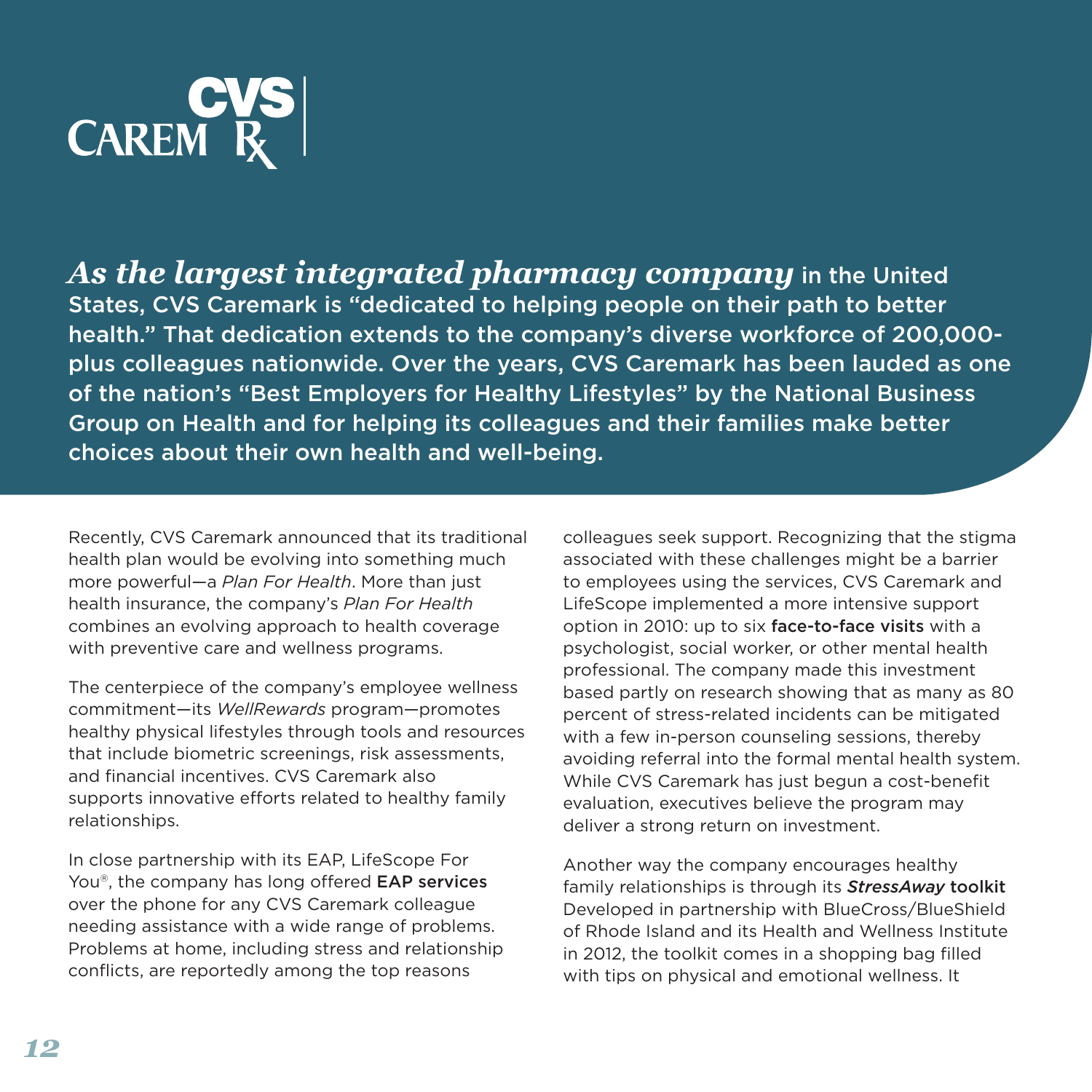CVS CAREMARK

***As the largest integrated pharmacy company*** **in the United States, CVS Caremark is "dedicated to helping people on their path to better health." That dedication extends to the company's diverse workforce of 200,000-plus colleagues nationwide. Over the years, CVS Caremark has been lauded as one of the nation's "Best Employers for Healthy Lifestyles" by the National Business Group on Health and for helping its colleagues and their families make better choices about their own health and well-being.**

Recently, CVS Caremark announced that its traditional health plan would be evolving into something much more powerful—a *Plan For Health*. More than just health insurance, the company's *Plan For Health* combines an evolving approach to health coverage with preventive care and wellness programs.

The centerpiece of the company's employee wellness commitment—its *WellRewards* program—promotes healthy physical lifestyles through tools and resources that include biometric screenings, risk assessments, and financial incentives. CVS Caremark also supports innovative efforts related to healthy family relationships.

In close partnership with its EAP, LifeScope For You®, the company has long offered EAP services over the phone for any CVS Caremark colleague needing assistance with a wide range of problems. Problems at home, including stress and relationship conflicts, are reportedly among the top reasons colleagues seek support. Recognizing that the stigma associated with these challenges might be a barrier to employees using the services, CVS Caremark and LifeScope implemented a more intensive support option in 2010: up to six face-to-face visits with a psychologist, social worker, or other mental health professional. The company made this investment based partly on research showing that as many as 80 percent of stress-related incidents can be mitigated with a few in-person counseling sessions, thereby avoiding referral into the formal mental health system. While CVS Caremark has just begun a cost-benefit evaluation, executives believe the program may deliver a strong return on investment.

Another way the company encourages healthy family relationships is through its ***StressAway*** **toolkit** Developed in partnership with BlueCross/BlueShield of Rhode Island and its Health and Wellness Institute in 2012, the toolkit comes in a shopping bag filled with tips on physical and emotional wellness. It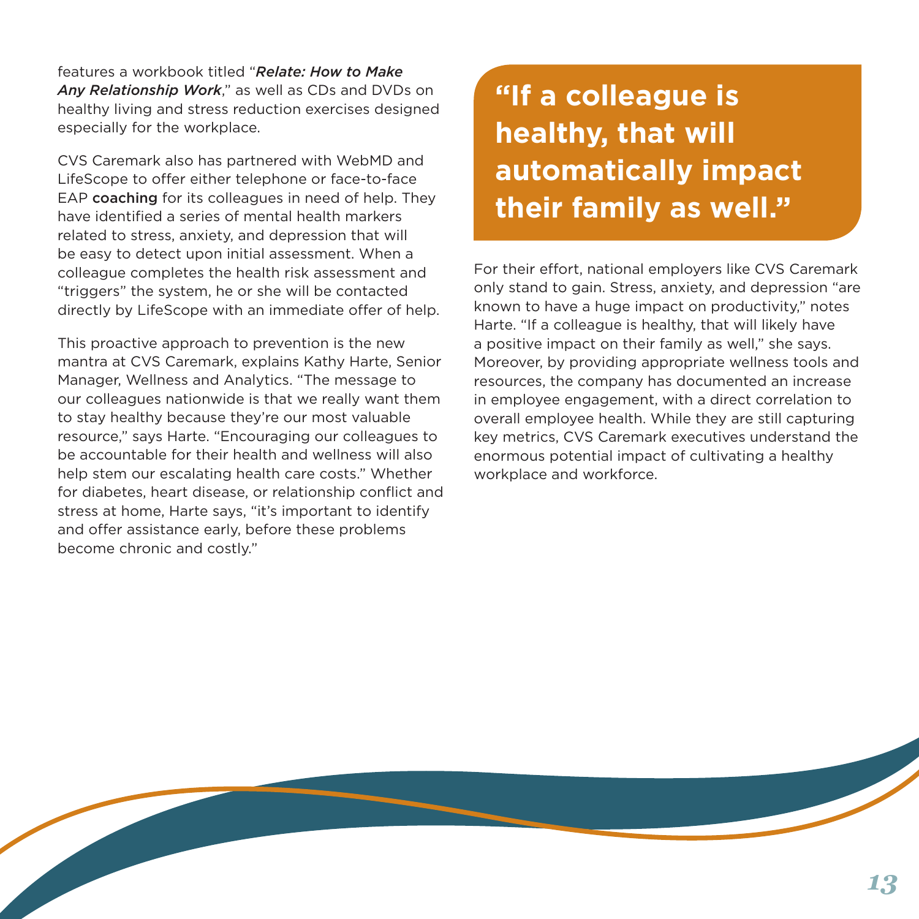features a workbook titled "***Relate: How to Make Any Relationship Work***," as well as CDs and DVDs on healthy living and stress reduction exercises designed especially for the workplace.

CVS Caremark also has partnered with WebMD and LifeScope to offer either telephone or face-to-face EAP **coaching** for its colleagues in need of help. They have identified a series of mental health markers related to stress, anxiety, and depression that will be easy to detect upon initial assessment. When a colleague completes the health risk assessment and "triggers" the system, he or she will be contacted directly by LifeScope with an immediate offer of help.

This proactive approach to prevention is the new mantra at CVS Caremark, explains Kathy Harte, Senior Manager, Wellness and Analytics. "The message to our colleagues nationwide is that we really want them to stay healthy because they're our most valuable resource," says Harte. "Encouraging our colleagues to be accountable for their health and wellness will also help stem our escalating health care costs." Whether for diabetes, heart disease, or relationship conflict and stress at home, Harte says, "it's important to identify and offer assistance early, before these problems become chronic and costly."

> **"If a colleague is healthy, that will automatically impact their family as well."**

For their effort, national employers like CVS Caremark only stand to gain. Stress, anxiety, and depression "are known to have a huge impact on productivity," notes Harte. "If a colleague is healthy, that will likely have a positive impact on their family as well," she says. Moreover, by providing appropriate wellness tools and resources, the company has documented an increase in employee engagement, with a direct correlation to overall employee health. While they are still capturing key metrics, CVS Caremark executives understand the enormous potential impact of cultivating a healthy workplace and workforce.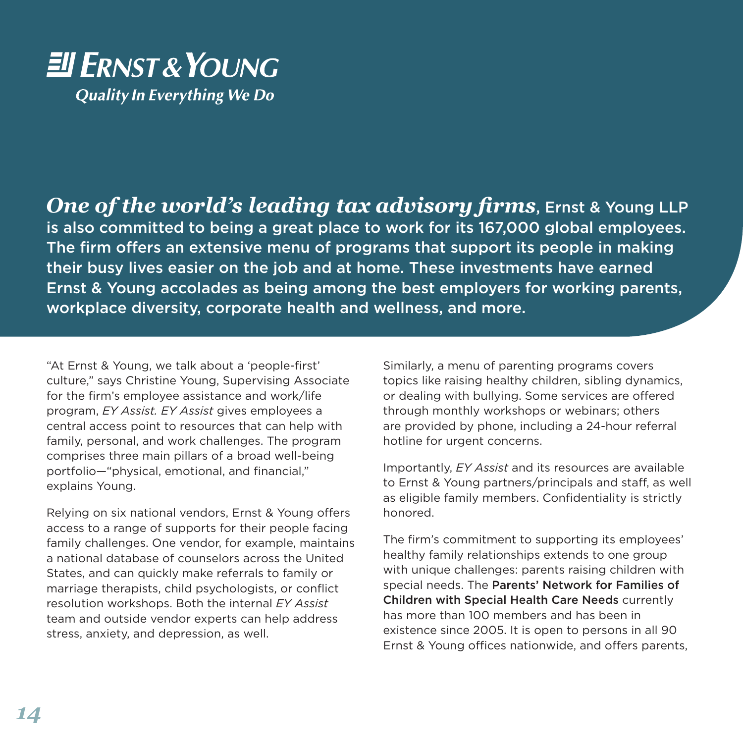**Ernst & Young**

*Quality In Everything We Do*

***One of the world's leading tax advisory firms*, Ernst & Young LLP is also committed to being a great place to work for its 167,000 global employees. The firm offers an extensive menu of programs that support its people in making their busy lives easier on the job and at home. These investments have earned Ernst & Young accolades as being among the best employers for working parents, workplace diversity, corporate health and wellness, and more.**

"At Ernst & Young, we talk about a 'people-first' culture," says Christine Young, Supervising Associate for the firm's employee assistance and work/life program, *EY Assist. EY Assist* gives employees a central access point to resources that can help with family, personal, and work challenges. The program comprises three main pillars of a broad well-being portfolio—"physical, emotional, and financial," explains Young.

Relying on six national vendors, Ernst & Young offers access to a range of supports for their people facing family challenges. One vendor, for example, maintains a national database of counselors across the United States, and can quickly make referrals to family or marriage therapists, child psychologists, or conflict resolution workshops. Both the internal *EY Assist* team and outside vendor experts can help address stress, anxiety, and depression, as well.

Similarly, a menu of parenting programs covers topics like raising healthy children, sibling dynamics, or dealing with bullying. Some services are offered through monthly workshops or webinars; others are provided by phone, including a 24-hour referral hotline for urgent concerns.

Importantly, *EY Assist* and its resources are available to Ernst & Young partners/principals and staff, as well as eligible family members. Confidentiality is strictly honored.

The firm's commitment to supporting its employees' healthy family relationships extends to one group with unique challenges: parents raising children with special needs. The **Parents' Network for Families of Children with Special Health Care Needs** currently has more than 100 members and has been in existence since 2005. It is open to persons in all 90 Ernst & Young offices nationwide, and offers parents,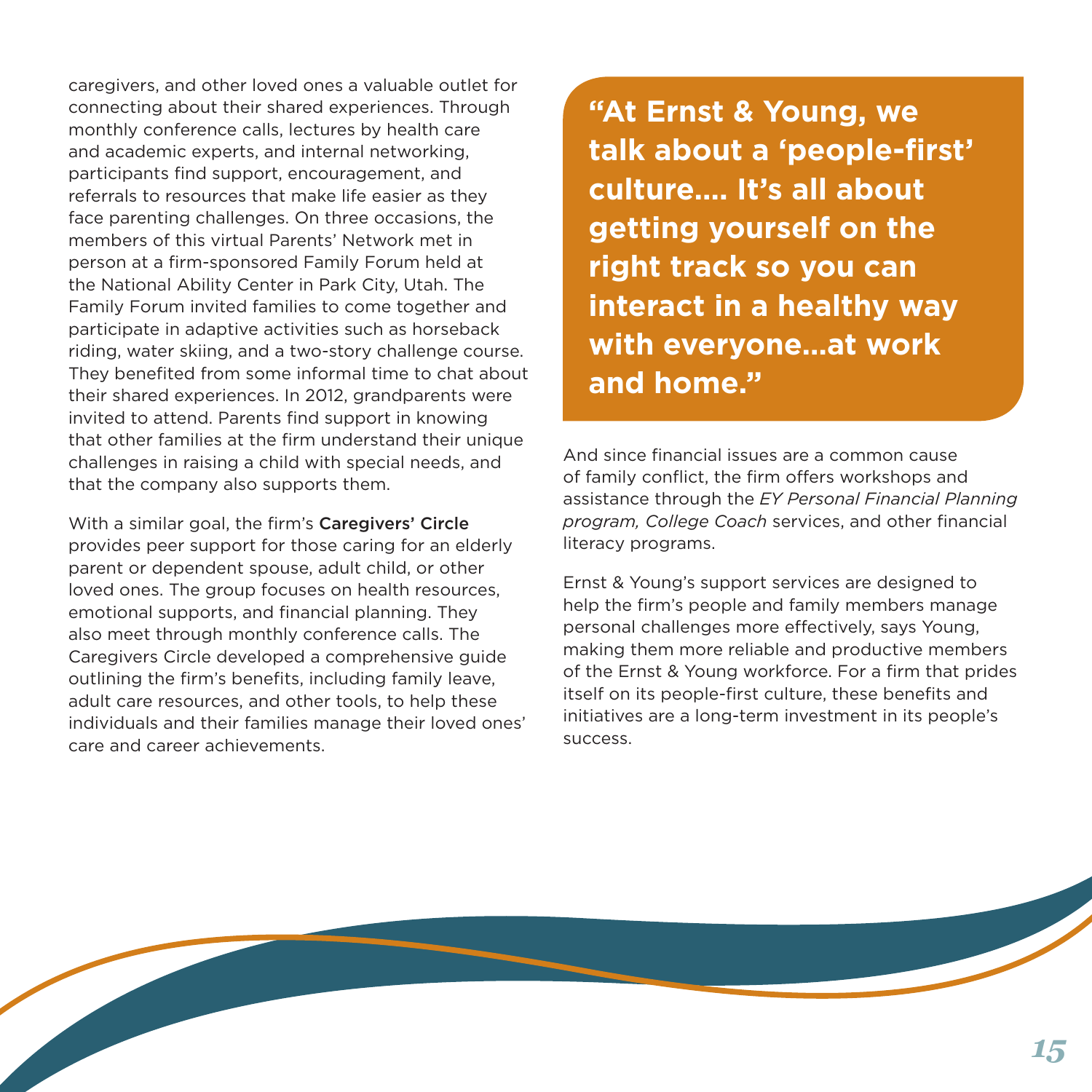caregivers, and other loved ones a valuable outlet for connecting about their shared experiences. Through monthly conference calls, lectures by health care and academic experts, and internal networking, participants find support, encouragement, and referrals to resources that make life easier as they face parenting challenges. On three occasions, the members of this virtual Parents' Network met in person at a firm-sponsored Family Forum held at the National Ability Center in Park City, Utah. The Family Forum invited families to come together and participate in adaptive activities such as horseback riding, water skiing, and a two-story challenge course. They benefited from some informal time to chat about their shared experiences. In 2012, grandparents were invited to attend. Parents find support in knowing that other families at the firm understand their unique challenges in raising a child with special needs, and that the company also supports them.

With a similar goal, the firm's **Caregivers' Circle** provides peer support for those caring for an elderly parent or dependent spouse, adult child, or other loved ones. The group focuses on health resources, emotional supports, and financial planning. They also meet through monthly conference calls. The Caregivers Circle developed a comprehensive guide outlining the firm's benefits, including family leave, adult care resources, and other tools, to help these individuals and their families manage their loved ones' care and career achievements.

> **"At Ernst & Young, we talk about a 'people-first' culture…. It's all about getting yourself on the right track so you can interact in a healthy way with everyone…at work and home."**

And since financial issues are a common cause of family conflict, the firm offers workshops and assistance through the *EY Personal Financial Planning program, College Coach* services, and other financial literacy programs.

Ernst & Young's support services are designed to help the firm's people and family members manage personal challenges more effectively, says Young, making them more reliable and productive members of the Ernst & Young workforce. For a firm that prides itself on its people-first culture, these benefits and initiatives are a long-term investment in its people's success.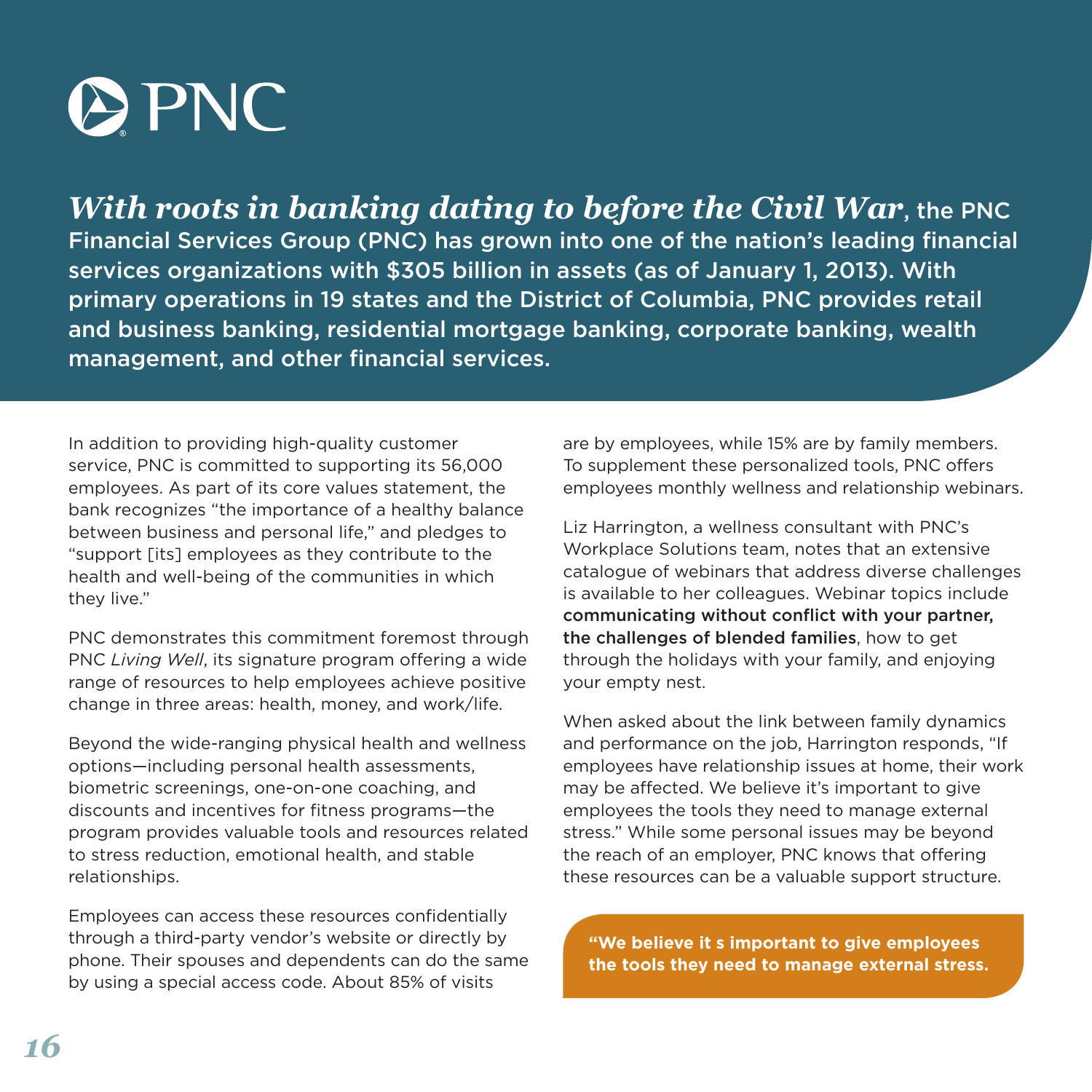# PNC

***With roots in banking dating to before the Civil War*, the PNC Financial Services Group (PNC) has grown into one of the nation's leading financial services organizations with $305 billion in assets (as of January 1, 2013). With primary operations in 19 states and the District of Columbia, PNC provides retail and business banking, residential mortgage banking, corporate banking, wealth management, and other financial services.**

In addition to providing high-quality customer service, PNC is committed to supporting its 56,000 employees. As part of its core values statement, the bank recognizes "the importance of a healthy balance between business and personal life," and pledges to "support [its] employees as they contribute to the health and well-being of the communities in which they live."

PNC demonstrates this commitment foremost through PNC *Living Well*, its signature program offering a wide range of resources to help employees achieve positive change in three areas: health, money, and work/life.

Beyond the wide-ranging physical health and wellness options—including personal health assessments, biometric screenings, one-on-one coaching, and discounts and incentives for fitness programs—the program provides valuable tools and resources related to stress reduction, emotional health, and stable relationships.

Employees can access these resources confidentially through a third-party vendor's website or directly by phone. Their spouses and dependents can do the same by using a special access code. About 85% of visits are by employees, while 15% are by family members. To supplement these personalized tools, PNC offers employees monthly wellness and relationship webinars.

Liz Harrington, a wellness consultant with PNC's Workplace Solutions team, notes that an extensive catalogue of webinars that address diverse challenges is available to her colleagues. Webinar topics include **communicating without conflict with your partner, the challenges of blended families**, how to get through the holidays with your family, and enjoying your empty nest.

When asked about the link between family dynamics and performance on the job, Harrington responds, "If employees have relationship issues at home, their work may be affected. We believe it's important to give employees the tools they need to manage external stress." While some personal issues may be beyond the reach of an employer, PNC knows that offering these resources can be a valuable support structure.

> **"We believe it s important to give employees the tools they need to manage external stress.**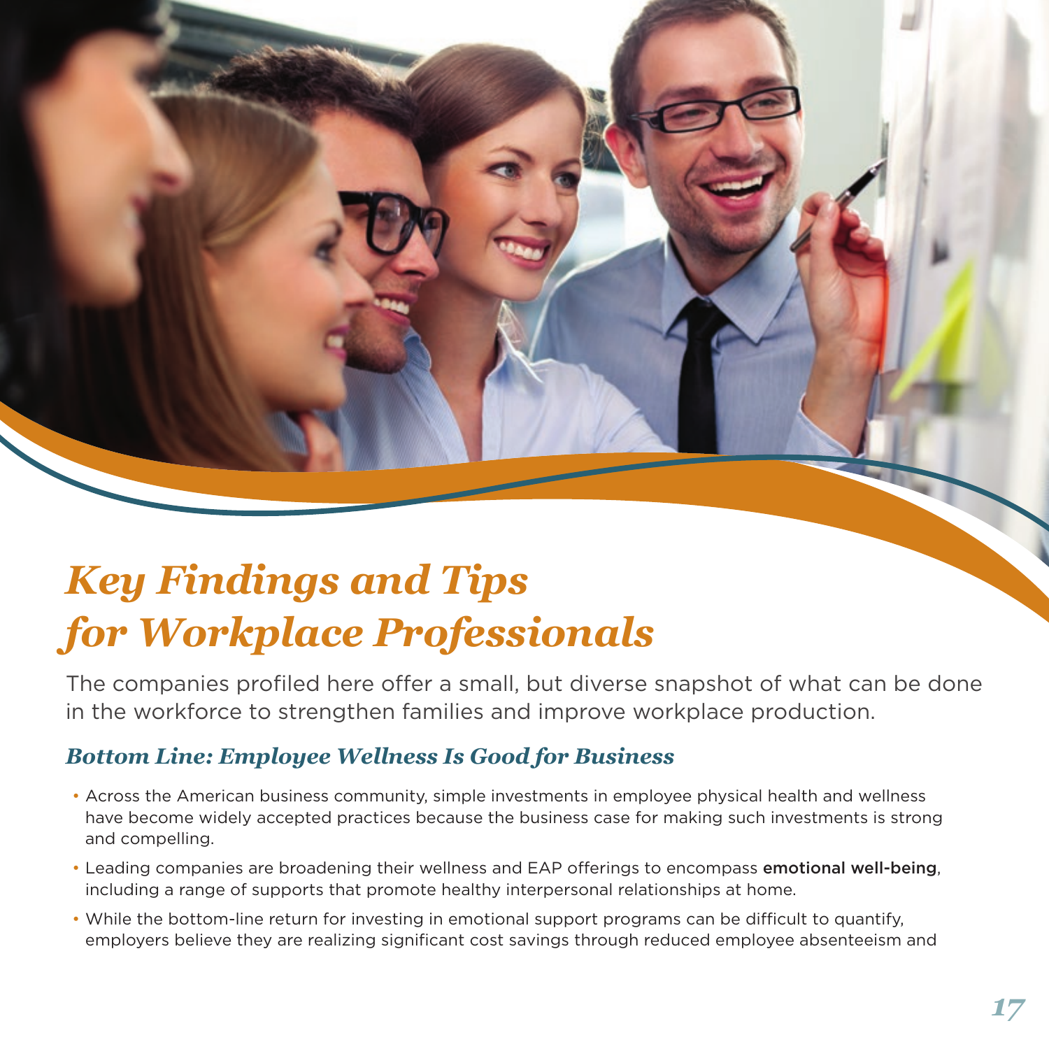# *Key Findings and Tips for Workplace Professionals*

The companies profiled here offer a small, but diverse snapshot of what can be done in the workforce to strengthen families and improve workplace production.

## *Bottom Line: Employee Wellness Is Good for Business*

- Across the American business community, simple investments in employee physical health and wellness have become widely accepted practices because the business case for making such investments is strong and compelling.
- Leading companies are broadening their wellness and EAP offerings to encompass **emotional well-being**, including a range of supports that promote healthy interpersonal relationships at home.
- While the bottom-line return for investing in emotional support programs can be difficult to quantify, employers believe they are realizing significant cost savings through reduced employee absenteeism and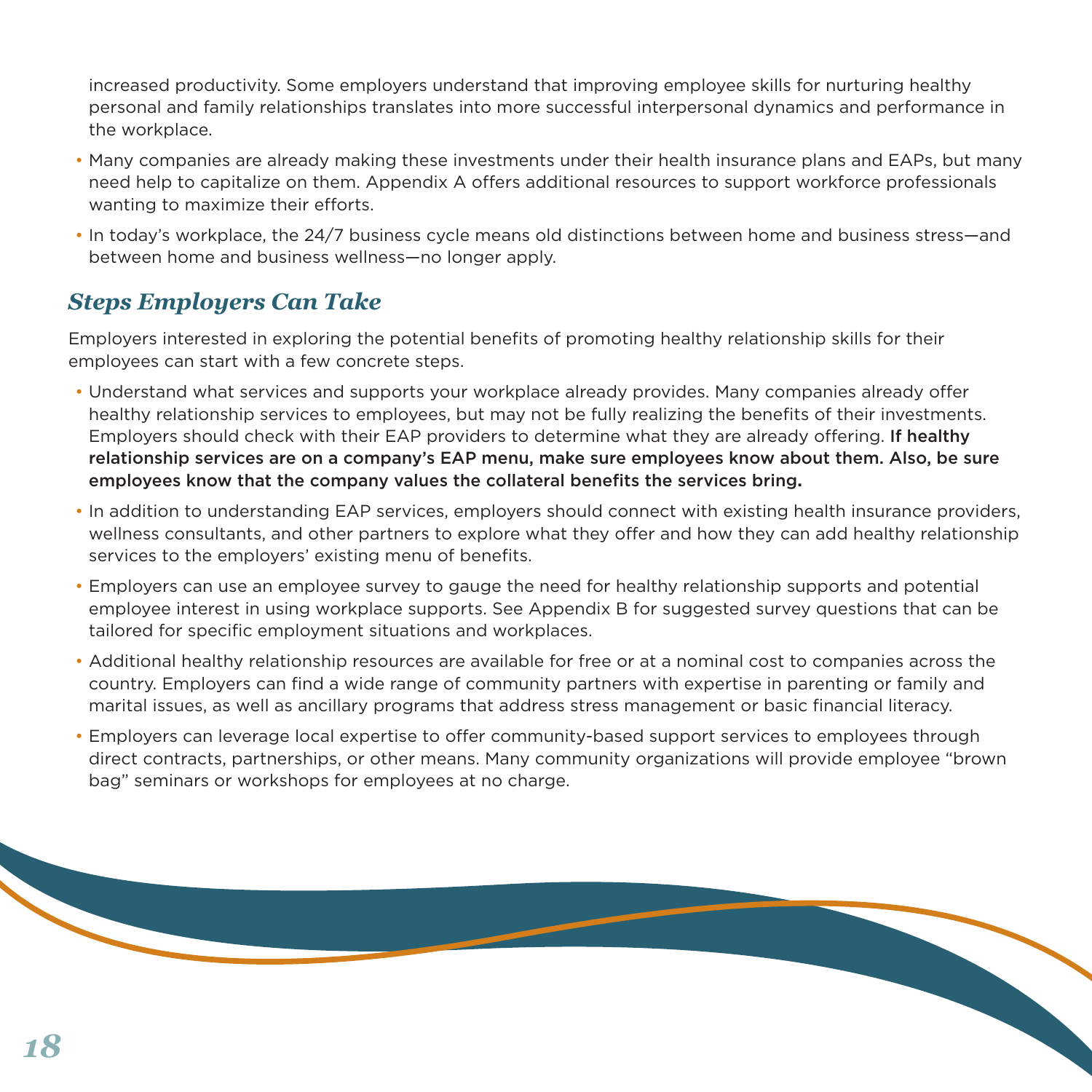increased productivity. Some employers understand that improving employee skills for nurturing healthy personal and family relationships translates into more successful interpersonal dynamics and performance in the workplace.

- Many companies are already making these investments under their health insurance plans and EAPs, but many need help to capitalize on them. Appendix A offers additional resources to support workforce professionals wanting to maximize their efforts.
- In today's workplace, the 24/7 business cycle means old distinctions between home and business stress—and between home and business wellness—no longer apply.

## *Steps Employers Can Take*

Employers interested in exploring the potential benefits of promoting healthy relationship skills for their employees can start with a few concrete steps.

- Understand what services and supports your workplace already provides. Many companies already offer healthy relationship services to employees, but may not be fully realizing the benefits of their investments. Employers should check with their EAP providers to determine what they are already offering. **If healthy relationship services are on a company's EAP menu, make sure employees know about them. Also, be sure employees know that the company values the collateral benefits the services bring.**
- In addition to understanding EAP services, employers should connect with existing health insurance providers, wellness consultants, and other partners to explore what they offer and how they can add healthy relationship services to the employers' existing menu of benefits.
- Employers can use an employee survey to gauge the need for healthy relationship supports and potential employee interest in using workplace supports. See Appendix B for suggested survey questions that can be tailored for specific employment situations and workplaces.
- Additional healthy relationship resources are available for free or at a nominal cost to companies across the country. Employers can find a wide range of community partners with expertise in parenting or family and marital issues, as well as ancillary programs that address stress management or basic financial literacy.
- Employers can leverage local expertise to offer community-based support services to employees through direct contracts, partnerships, or other means. Many community organizations will provide employee "brown bag" seminars or workshops for employees at no charge.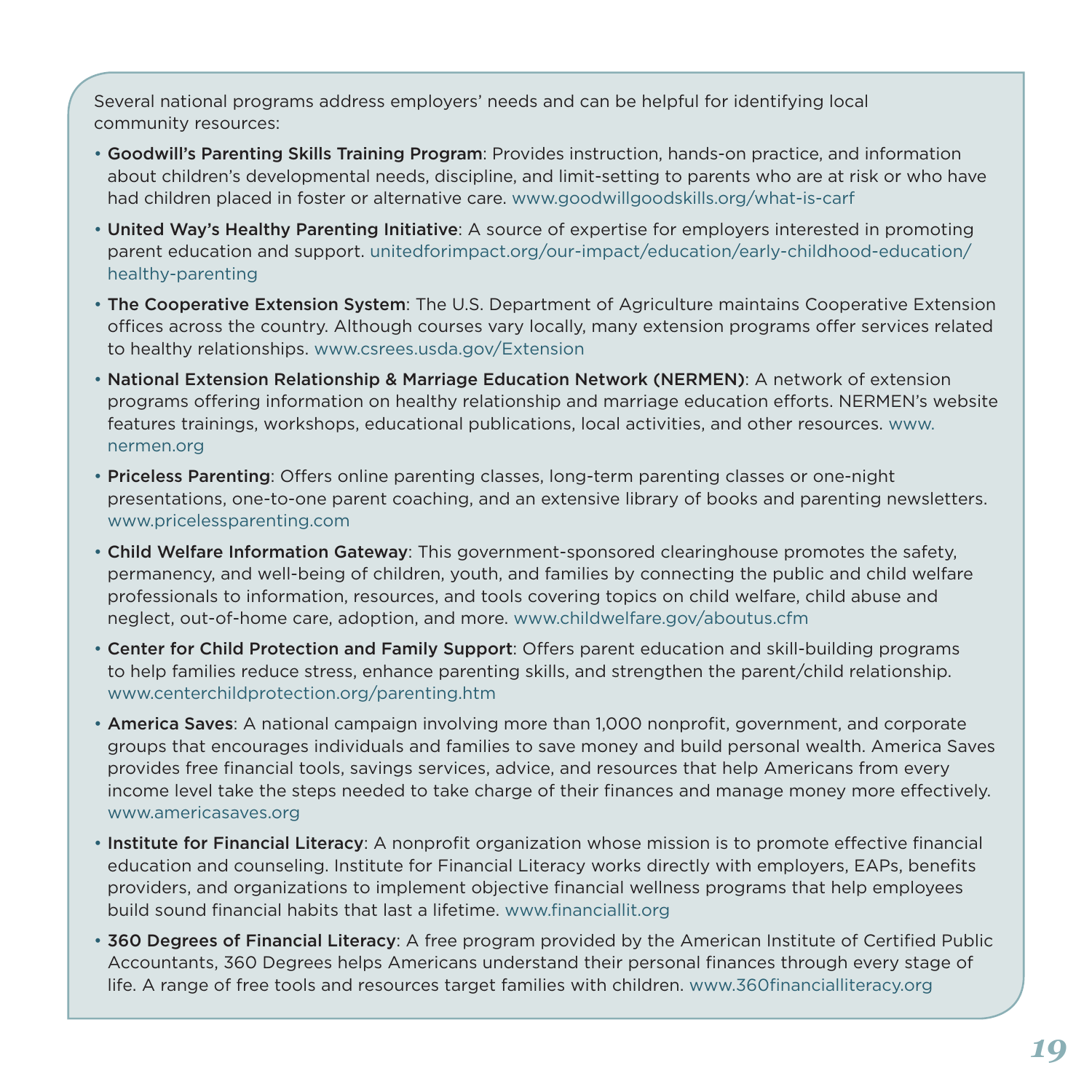Several national programs address employers' needs and can be helpful for identifying local community resources:

- **Goodwill's Parenting Skills Training Program**: Provides instruction, hands-on practice, and information about children's developmental needs, discipline, and limit-setting to parents who are at risk or who have had children placed in foster or alternative care. www.goodwillgoodskills.org/what-is-carf
- **United Way's Healthy Parenting Initiative**: A source of expertise for employers interested in promoting parent education and support. unitedforimpact.org/our-impact/education/early-childhood-education/healthy-parenting
- **The Cooperative Extension System**: The U.S. Department of Agriculture maintains Cooperative Extension offices across the country. Although courses vary locally, many extension programs offer services related to healthy relationships. www.csrees.usda.gov/Extension
- **National Extension Relationship & Marriage Education Network (NERMEN)**: A network of extension programs offering information on healthy relationship and marriage education efforts. NERMEN's website features trainings, workshops, educational publications, local activities, and other resources. www.nermen.org
- **Priceless Parenting**: Offers online parenting classes, long-term parenting classes or one-night presentations, one-to-one parent coaching, and an extensive library of books and parenting newsletters. www.pricelessparenting.com
- **Child Welfare Information Gateway**: This government-sponsored clearinghouse promotes the safety, permanency, and well-being of children, youth, and families by connecting the public and child welfare professionals to information, resources, and tools covering topics on child welfare, child abuse and neglect, out-of-home care, adoption, and more. www.childwelfare.gov/aboutus.cfm
- **Center for Child Protection and Family Support**: Offers parent education and skill-building programs to help families reduce stress, enhance parenting skills, and strengthen the parent/child relationship. www.centerchildprotection.org/parenting.htm
- **America Saves**: A national campaign involving more than 1,000 nonprofit, government, and corporate groups that encourages individuals and families to save money and build personal wealth. America Saves provides free financial tools, savings services, advice, and resources that help Americans from every income level take the steps needed to take charge of their finances and manage money more effectively. www.americasaves.org
- **Institute for Financial Literacy**: A nonprofit organization whose mission is to promote effective financial education and counseling. Institute for Financial Literacy works directly with employers, EAPs, benefits providers, and organizations to implement objective financial wellness programs that help employees build sound financial habits that last a lifetime. www.financiallit.org
- **360 Degrees of Financial Literacy**: A free program provided by the American Institute of Certified Public Accountants, 360 Degrees helps Americans understand their personal finances through every stage of life. A range of free tools and resources target families with children. www.360financialliteracy.org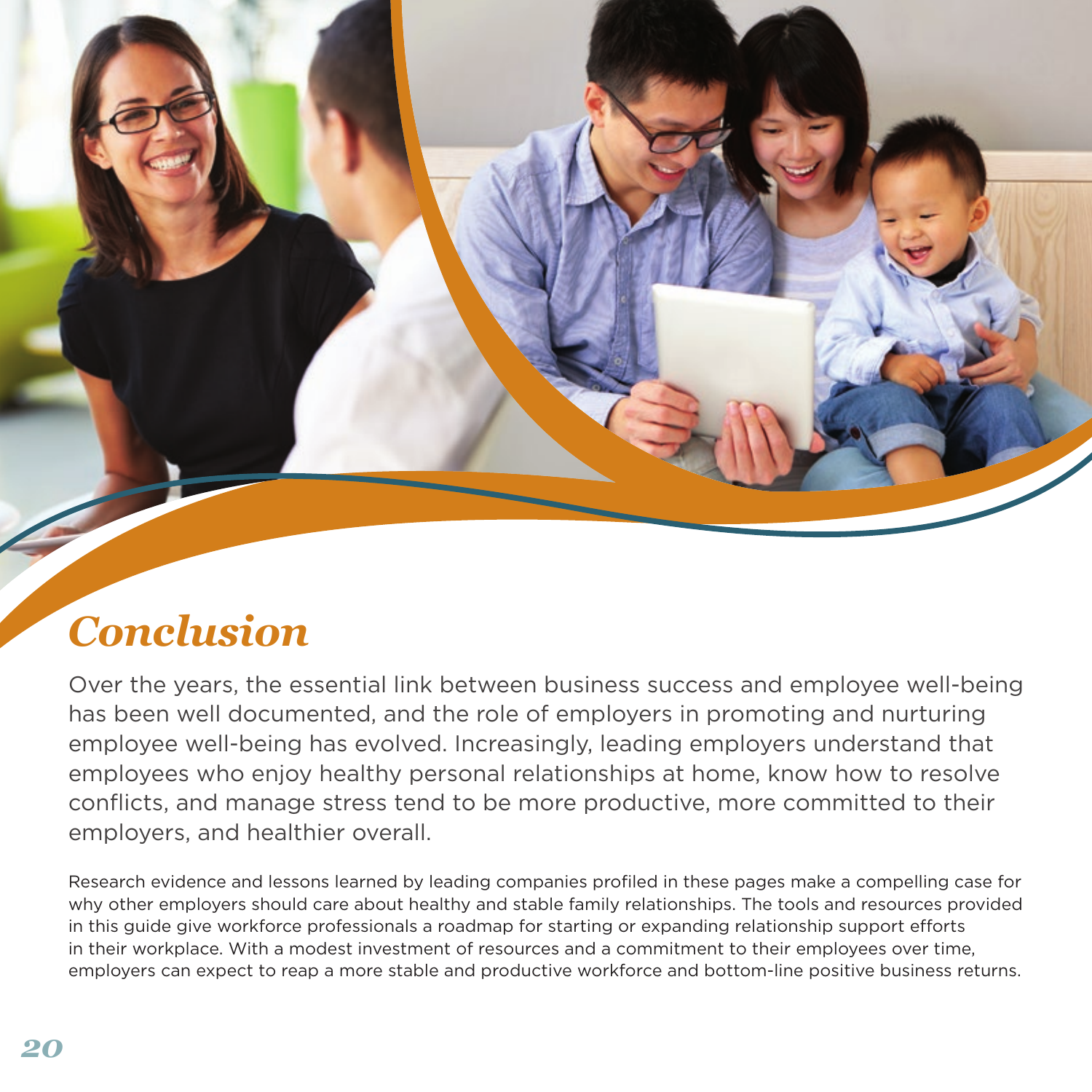# *Conclusion*

Over the years, the essential link between business success and employee well-being has been well documented, and the role of employers in promoting and nurturing employee well-being has evolved. Increasingly, leading employers understand that employees who enjoy healthy personal relationships at home, know how to resolve conflicts, and manage stress tend to be more productive, more committed to their employers, and healthier overall.

Research evidence and lessons learned by leading companies profiled in these pages make a compelling case for why other employers should care about healthy and stable family relationships. The tools and resources provided in this guide give workforce professionals a roadmap for starting or expanding relationship support efforts in their workplace. With a modest investment of resources and a commitment to their employees over time, employers can expect to reap a more stable and productive workforce and bottom-line positive business returns.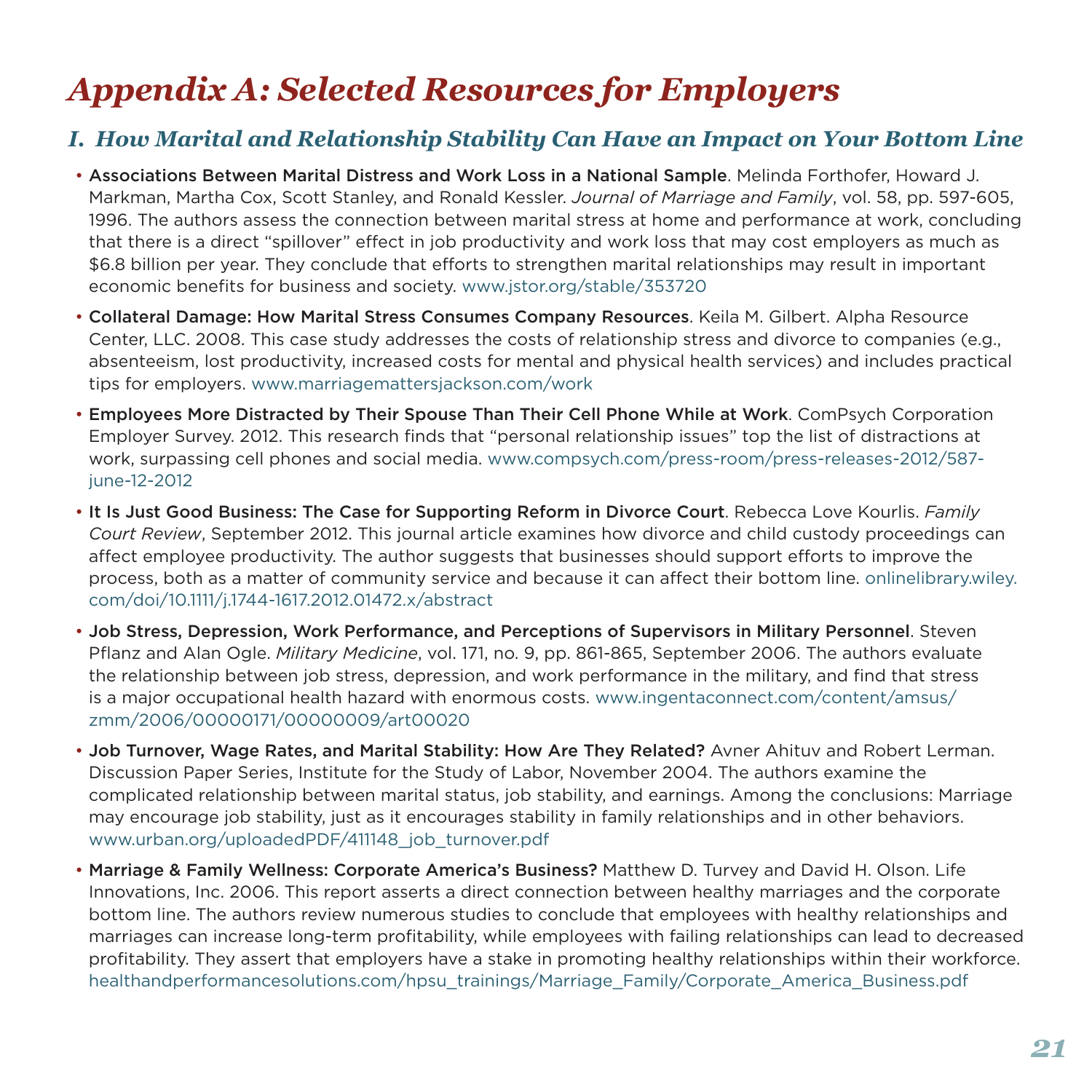# Appendix A: Selected Resources for Employers

## I. How Marital and Relationship Stability Can Have an Impact on Your Bottom Line

- **Associations Between Marital Distress and Work Loss in a National Sample**. Melinda Forthofer, Howard J. Markman, Martha Cox, Scott Stanley, and Ronald Kessler. *Journal of Marriage and Family*, vol. 58, pp. 597-605, 1996. The authors assess the connection between marital stress at home and performance at work, concluding that there is a direct "spillover" effect in job productivity and work loss that may cost employers as much as $6.8 billion per year. They conclude that efforts to strengthen marital relationships may result in important economic benefits for business and society. www.jstor.org/stable/353720

- **Collateral Damage: How Marital Stress Consumes Company Resources**. Keila M. Gilbert. Alpha Resource Center, LLC. 2008. This case study addresses the costs of relationship stress and divorce to companies (e.g., absenteeism, lost productivity, increased costs for mental and physical health services) and includes practical tips for employers. www.marriagemattersjackson.com/work

- **Employees More Distracted by Their Spouse Than Their Cell Phone While at Work**. ComPsych Corporation Employer Survey. 2012. This research finds that "personal relationship issues" top the list of distractions at work, surpassing cell phones and social media. www.compsych.com/press-room/press-releases-2012/587-june-12-2012

- **It Is Just Good Business: The Case for Supporting Reform in Divorce Court**. Rebecca Love Kourlis. *Family Court Review*, September 2012. This journal article examines how divorce and child custody proceedings can affect employee productivity. The author suggests that businesses should support efforts to improve the process, both as a matter of community service and because it can affect their bottom line. onlinelibrary.wiley.com/doi/10.1111/j.1744-1617.2012.01472.x/abstract

- **Job Stress, Depression, Work Performance, and Perceptions of Supervisors in Military Personnel**. Steven Pflanz and Alan Ogle. *Military Medicine*, vol. 171, no. 9, pp. 861-865, September 2006. The authors evaluate the relationship between job stress, depression, and work performance in the military, and find that stress is a major occupational health hazard with enormous costs. www.ingentaconnect.com/content/amsus/zmm/2006/00000171/00000009/art00020

- **Job Turnover, Wage Rates, and Marital Stability: How Are They Related?** Avner Ahituv and Robert Lerman. Discussion Paper Series, Institute for the Study of Labor, November 2004. The authors examine the complicated relationship between marital status, job stability, and earnings. Among the conclusions: Marriage may encourage job stability, just as it encourages stability in family relationships and in other behaviors. www.urban.org/uploadedPDF/411148_job_turnover.pdf

- **Marriage & Family Wellness: Corporate America's Business?** Matthew D. Turvey and David H. Olson. Life Innovations, Inc. 2006. This report asserts a direct connection between healthy marriages and the corporate bottom line. The authors review numerous studies to conclude that employees with healthy relationships and marriages can increase long-term profitability, while employees with failing relationships can lead to decreased profitability. They assert that employers have a stake in promoting healthy relationships within their workforce. healthandperformancesolutions.com/hpsu_trainings/Marriage_Family/Corporate_America_Business.pdf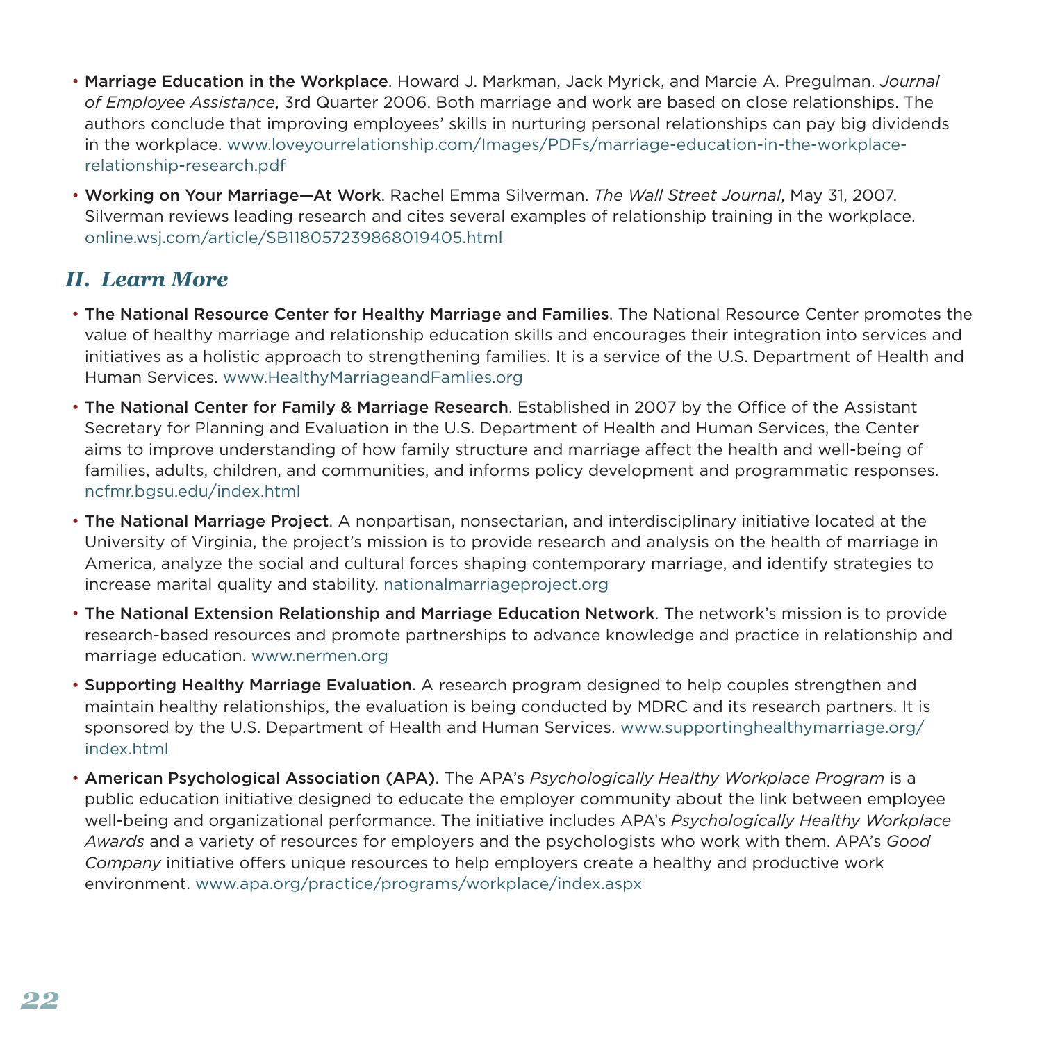- **Marriage Education in the Workplace**. Howard J. Markman, Jack Myrick, and Marcie A. Pregulman. *Journal of Employee Assistance*, 3rd Quarter 2006. Both marriage and work are based on close relationships. The authors conclude that improving employees' skills in nurturing personal relationships can pay big dividends in the workplace. www.loveyourrelationship.com/Images/PDFs/marriage-education-in-the-workplace-relationship-research.pdf
- **Working on Your Marriage—At Work**. Rachel Emma Silverman. *The Wall Street Journal*, May 31, 2007. Silverman reviews leading research and cites several examples of relationship training in the workplace. online.wsj.com/article/SB118057239868019405.html

## *II. Learn More*

- **The National Resource Center for Healthy Marriage and Families**. The National Resource Center promotes the value of healthy marriage and relationship education skills and encourages their integration into services and initiatives as a holistic approach to strengthening families. It is a service of the U.S. Department of Health and Human Services. www.HealthyMarriageandFamlies.org
- **The National Center for Family & Marriage Research**. Established in 2007 by the Office of the Assistant Secretary for Planning and Evaluation in the U.S. Department of Health and Human Services, the Center aims to improve understanding of how family structure and marriage affect the health and well-being of families, adults, children, and communities, and informs policy development and programmatic responses. ncfmr.bgsu.edu/index.html
- **The National Marriage Project**. A nonpartisan, nonsectarian, and interdisciplinary initiative located at the University of Virginia, the project's mission is to provide research and analysis on the health of marriage in America, analyze the social and cultural forces shaping contemporary marriage, and identify strategies to increase marital quality and stability. nationalmarriageproject.org
- **The National Extension Relationship and Marriage Education Network**. The network's mission is to provide research-based resources and promote partnerships to advance knowledge and practice in relationship and marriage education. www.nermen.org
- **Supporting Healthy Marriage Evaluation**. A research program designed to help couples strengthen and maintain healthy relationships, the evaluation is being conducted by MDRC and its research partners. It is sponsored by the U.S. Department of Health and Human Services. www.supportinghealthymarriage.org/index.html
- **American Psychological Association (APA)**. The APA's *Psychologically Healthy Workplace Program* is a public education initiative designed to educate the employer community about the link between employee well-being and organizational performance. The initiative includes APA's *Psychologically Healthy Workplace Awards* and a variety of resources for employers and the psychologists who work with them. APA's *Good Company* initiative offers unique resources to help employers create a healthy and productive work environment. www.apa.org/practice/programs/workplace/index.aspx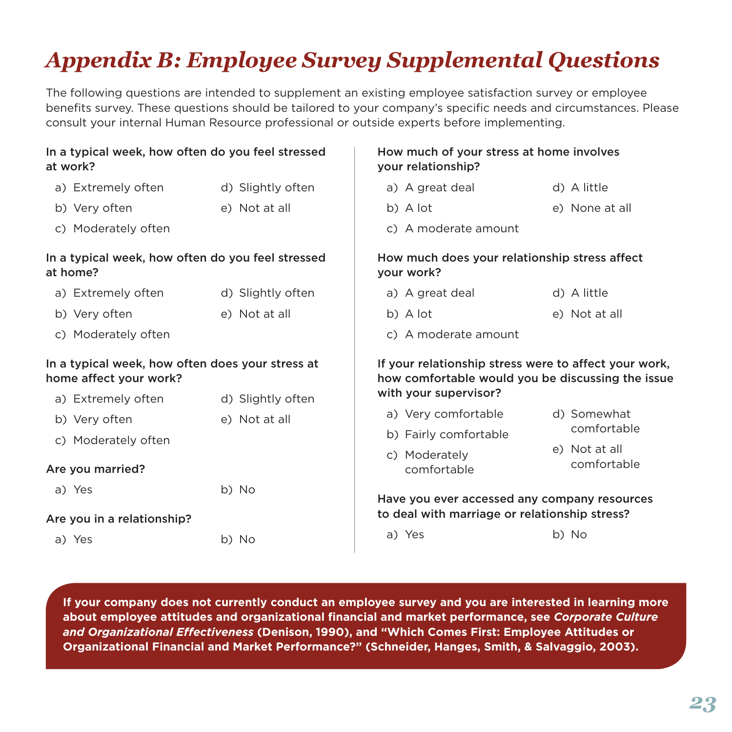# *Appendix B: Employee Survey Supplemental Questions*

The following questions are intended to supplement an existing employee satisfaction survey or employee benefits survey. These questions should be tailored to your company's specific needs and circumstances. Please consult your internal Human Resource professional or outside experts before implementing.

**In a typical week, how often do you feel stressed at work?**

a) Extremely often
b) Very often
c) Moderately often
d) Slightly often
e) Not at all

**In a typical week, how often do you feel stressed at home?**

a) Extremely often
b) Very often
c) Moderately often
d) Slightly often
e) Not at all

**In a typical week, how often does your stress at home affect your work?**

a) Extremely often
b) Very often
c) Moderately often
d) Slightly often
e) Not at all

**Are you married?**

a) Yes
b) No

**Are you in a relationship?**

a) Yes
b) No

**How much of your stress at home involves your relationship?**

a) A great deal
b) A lot
c) A moderate amount
d) A little
e) None at all

**How much does your relationship stress affect your work?**

a) A great deal
b) A lot
c) A moderate amount
d) A little
e) Not at all

**If your relationship stress were to affect your work, how comfortable would you be discussing the issue with your supervisor?**

a) Very comfortable
b) Fairly comfortable
c) Moderately comfortable
d) Somewhat comfortable
e) Not at all comfortable

**Have you ever accessed any company resources to deal with marriage or relationship stress?**

a) Yes
b) No

**If your company does not currently conduct an employee survey and you are interested in learning more about employee attitudes and organizational financial and market performance, see *Corporate Culture and Organizational Effectiveness* (Denison, 1990), and "Which Comes First: Employee Attitudes or Organizational Financial and Market Performance?" (Schneider, Hanges, Smith, & Salvaggio, 2003).**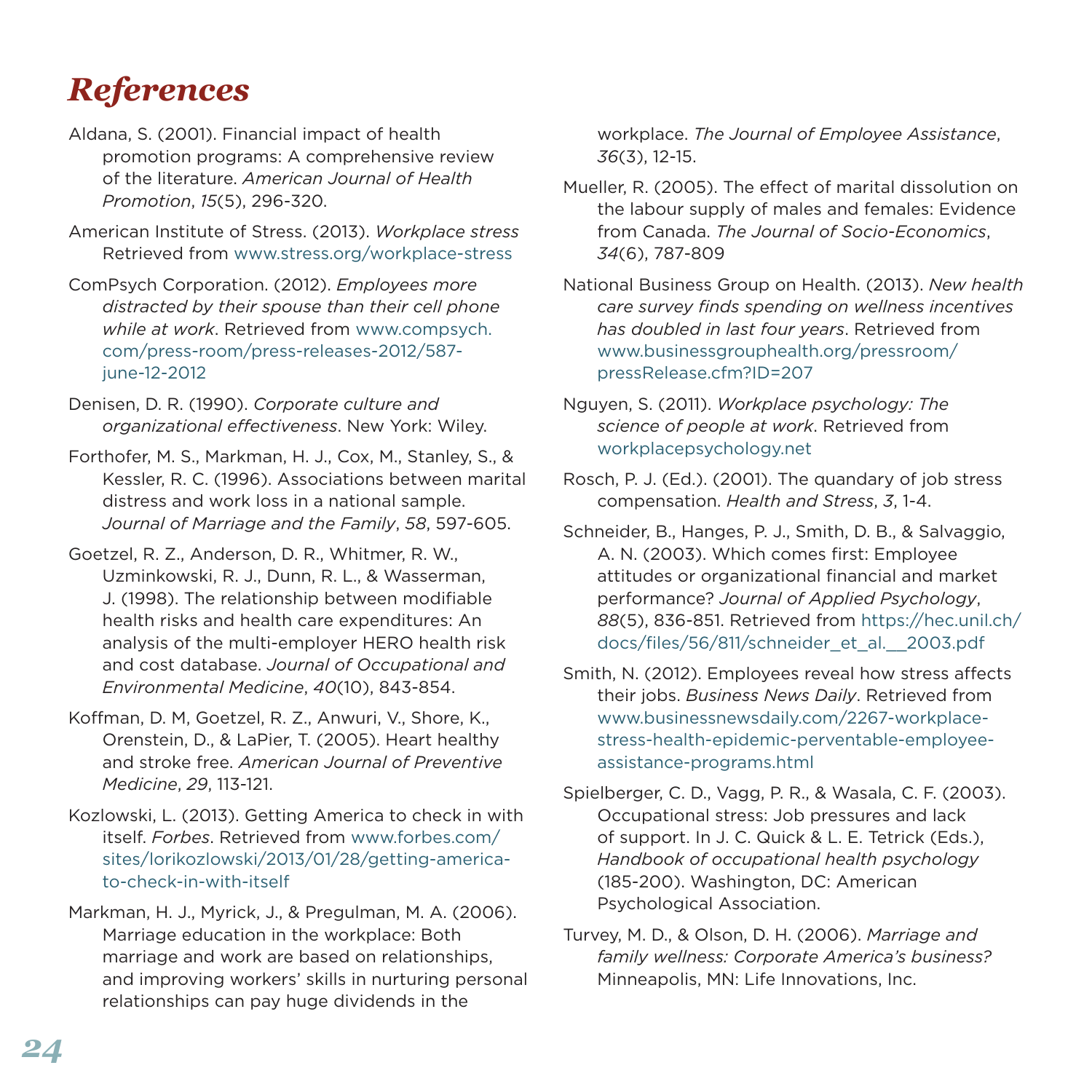# References

Aldana, S. (2001). Financial impact of health promotion programs: A comprehensive review of the literature. *American Journal of Health Promotion*, *15*(5), 296-320.

American Institute of Stress. (2013). *Workplace stress* Retrieved from www.stress.org/workplace-stress

ComPsych Corporation. (2012). *Employees more distracted by their spouse than their cell phone while at work*. Retrieved from www.compsych.com/press-room/press-releases-2012/587-june-12-2012

Denisen, D. R. (1990). *Corporate culture and organizational effectiveness*. New York: Wiley.

Forthofer, M. S., Markman, H. J., Cox, M., Stanley, S., & Kessler, R. C. (1996). Associations between marital distress and work loss in a national sample. *Journal of Marriage and the Family*, *58*, 597-605.

Goetzel, R. Z., Anderson, D. R., Whitmer, R. W., Uzminkowski, R. J., Dunn, R. L., & Wasserman, J. (1998). The relationship between modifiable health risks and health care expenditures: An analysis of the multi-employer HERO health risk and cost database. *Journal of Occupational and Environmental Medicine*, *40*(10), 843-854.

Koffman, D. M, Goetzel, R. Z., Anwuri, V., Shore, K., Orenstein, D., & LaPier, T. (2005). Heart healthy and stroke free. *American Journal of Preventive Medicine*, *29*, 113-121.

Kozlowski, L. (2013). Getting America to check in with itself. *Forbes*. Retrieved from www.forbes.com/sites/lorikozlowski/2013/01/28/getting-america-to-check-in-with-itself

Markman, H. J., Myrick, J., & Pregulman, M. A. (2006). Marriage education in the workplace: Both marriage and work are based on relationships, and improving workers' skills in nurturing personal relationships can pay huge dividends in the workplace. *The Journal of Employee Assistance*, *36*(3), 12-15.

Mueller, R. (2005). The effect of marital dissolution on the labour supply of males and females: Evidence from Canada. *The Journal of Socio-Economics*, *34*(6), 787-809

National Business Group on Health. (2013). *New health care survey finds spending on wellness incentives has doubled in last four years*. Retrieved from www.businessgrouphealth.org/pressroom/pressRelease.cfm?ID=207

Nguyen, S. (2011). *Workplace psychology: The science of people at work*. Retrieved from workplacepsychology.net

Rosch, P. J. (Ed.). (2001). The quandary of job stress compensation. *Health and Stress*, *3*, 1-4.

Schneider, B., Hanges, P. J., Smith, D. B., & Salvaggio, A. N. (2003). Which comes first: Employee attitudes or organizational financial and market performance? *Journal of Applied Psychology*, *88*(5), 836-851. Retrieved from https://hec.unil.ch/docs/files/56/811/schneider_et_al.__2003.pdf

Smith, N. (2012). Employees reveal how stress affects their jobs. *Business News Daily*. Retrieved from www.businessnewsdaily.com/2267-workplace-stress-health-epidemic-perventable-employee-assistance-programs.html

Spielberger, C. D., Vagg, P. R., & Wasala, C. F. (2003). Occupational stress: Job pressures and lack of support. In J. C. Quick & L. E. Tetrick (Eds.), *Handbook of occupational health psychology* (185-200). Washington, DC: American Psychological Association.

Turvey, M. D., & Olson, D. H. (2006). *Marriage and family wellness: Corporate America's business?* Minneapolis, MN: Life Innovations, Inc.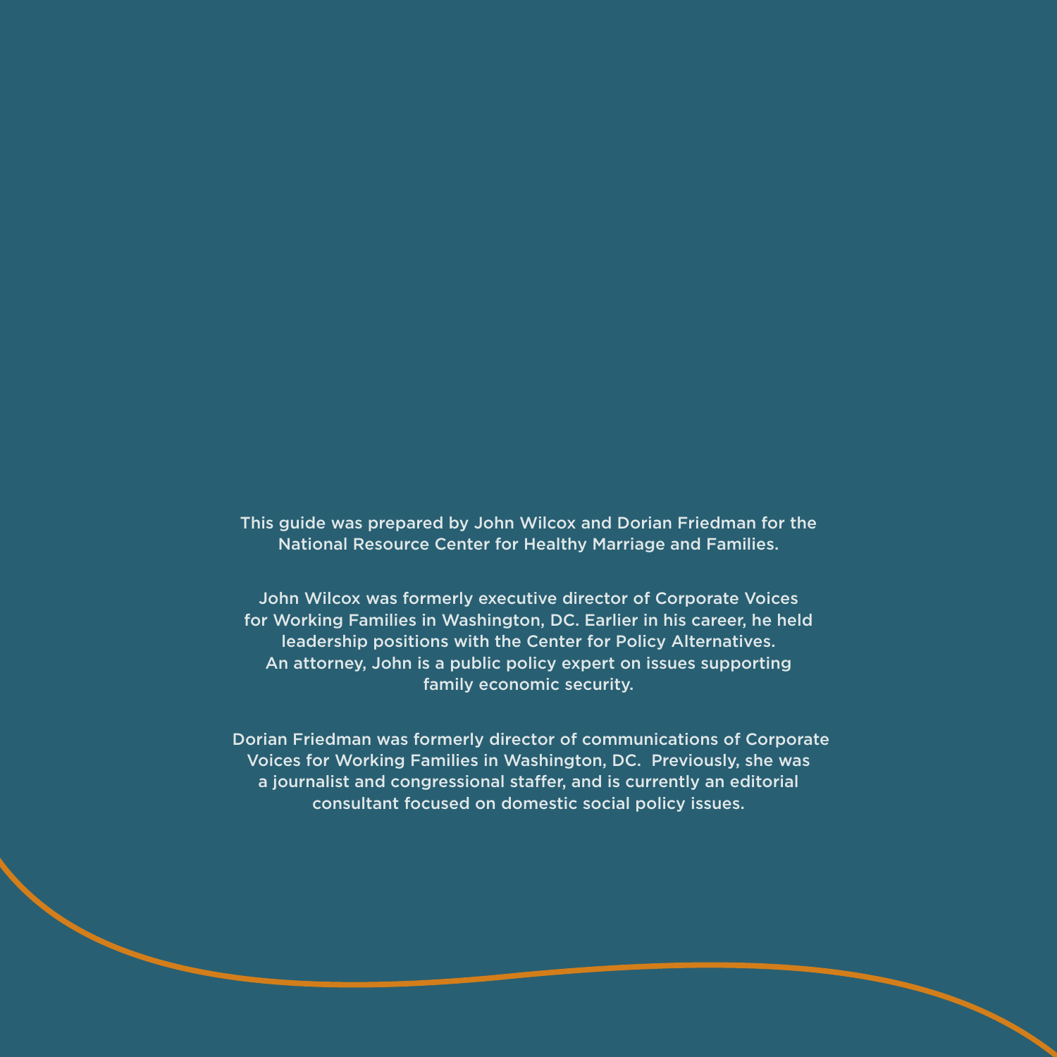This guide was prepared by John Wilcox and Dorian Friedman for the National Resource Center for Healthy Marriage and Families.

John Wilcox was formerly executive director of Corporate Voices for Working Families in Washington, DC. Earlier in his career, he held leadership positions with the Center for Policy Alternatives. An attorney, John is a public policy expert on issues supporting family economic security.

Dorian Friedman was formerly director of communications of Corporate Voices for Working Families in Washington, DC. Previously, she was a journalist and congressional staffer, and is currently an editorial consultant focused on domestic social policy issues.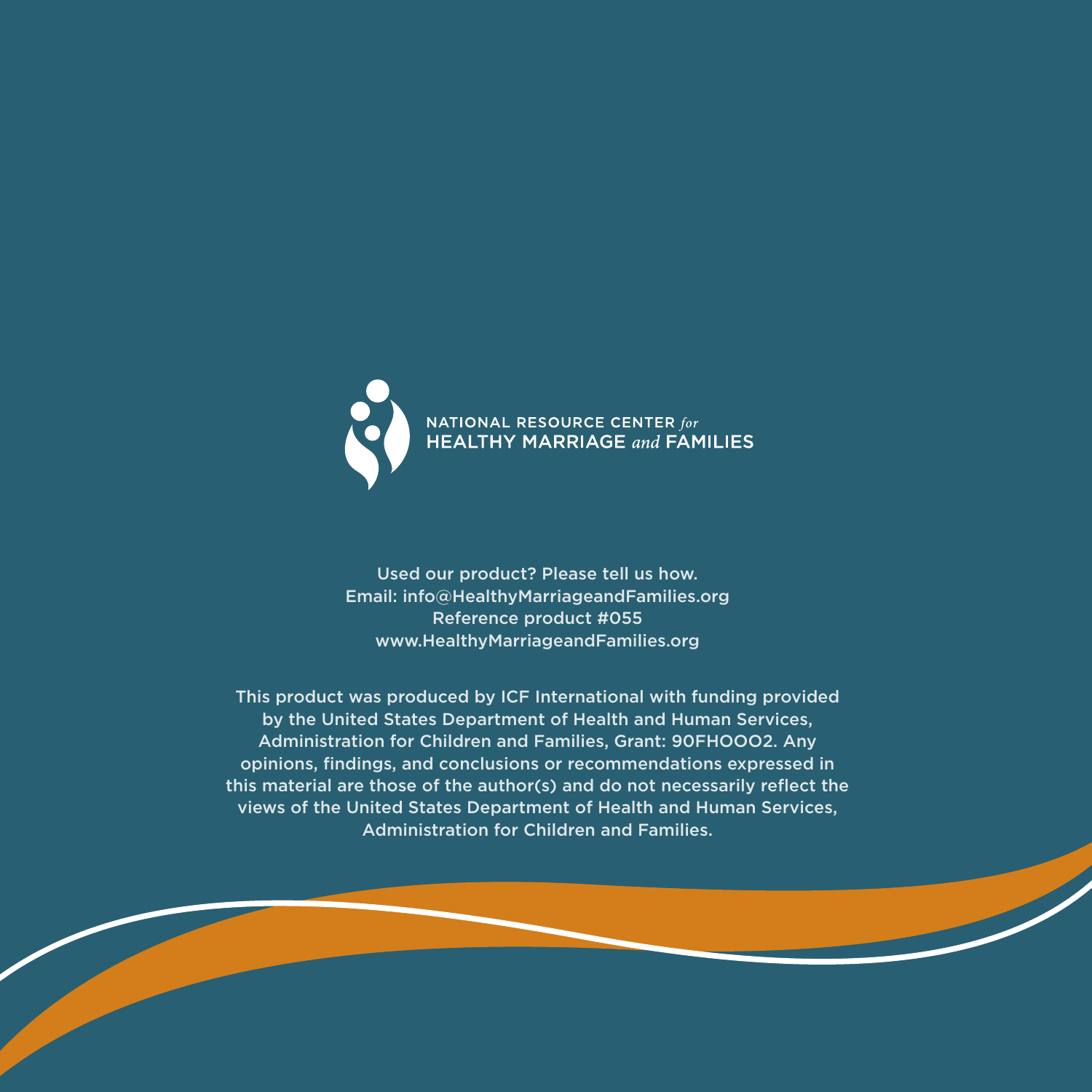NATIONAL RESOURCE CENTER *for*
HEALTHY MARRIAGE *and* FAMILIES

Used our product? Please tell us how.
Email: info@HealthyMarriageandFamilies.org
Reference product #055
www.HealthyMarriageandFamilies.org

This product was produced by ICF International with funding provided by the United States Department of Health and Human Services, Administration for Children and Families, Grant: 90FHOOO2. Any opinions, findings, and conclusions or recommendations expressed in this material are those of the author(s) and do not necessarily reflect the views of the United States Department of Health and Human Services, Administration for Children and Families.